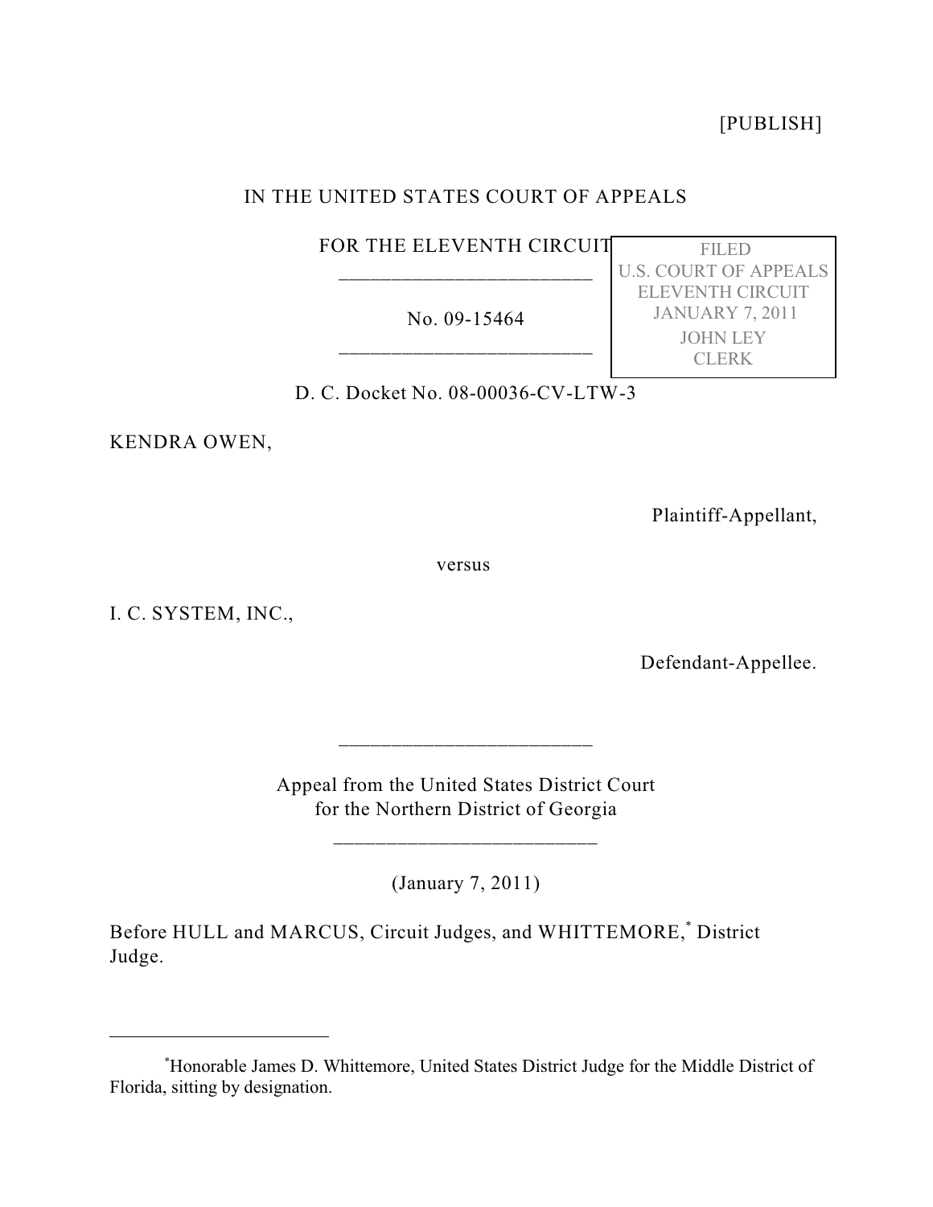[PUBLISH]

IN THE UNITED STATES COURT OF APPEALS

FOR THE ELEVENTH CIRCUIT

________________________

No. 09-15464

________________________

FILED
U.S. COURT OF APPEALS
ELEVENTH CIRCUIT
JANUARY 7, 2011
JOHN LEY
CLERK

D. C. Docket No. 08-00036-CV-LTW-3

KENDRA OWEN,

Plaintiff-Appellant,

versus

I. C. SYSTEM, INC.,

Defendant-Appellee.

________________________

Appeal from the United States District Court
for the Northern District of Georgia

_________________________

(January 7, 2011)

Before HULL and MARCUS, Circuit Judges, and WHITTEMORE,* District Judge.

---

*Honorable James D. Whittemore, United States District Judge for the Middle District of Florida, sitting by designation.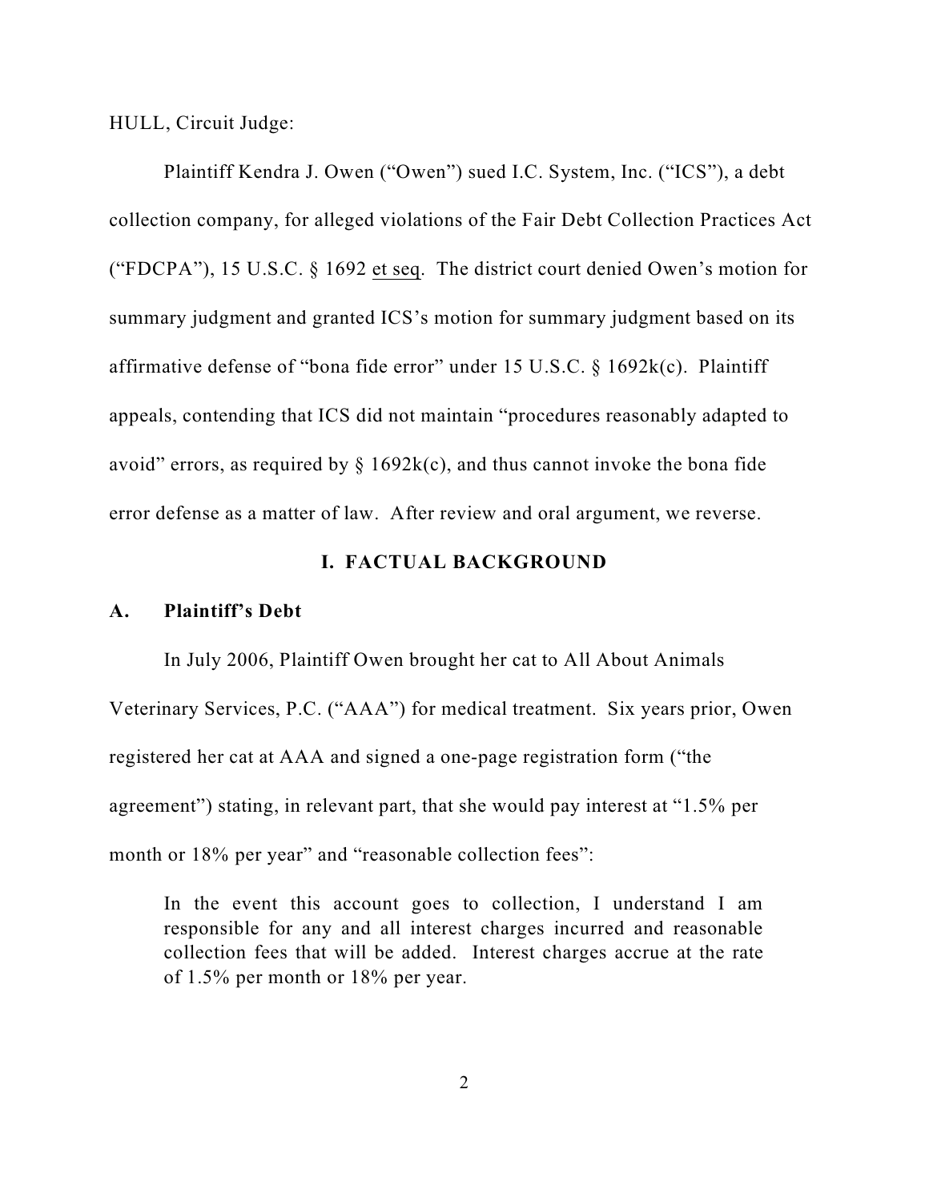HULL, Circuit Judge:

Plaintiff Kendra J. Owen ("Owen") sued I.C. System, Inc. ("ICS"), a debt collection company, for alleged violations of the Fair Debt Collection Practices Act ("FDCPA"), 15 U.S.C. § 1692 et seq. The district court denied Owen's motion for summary judgment and granted ICS's motion for summary judgment based on its affirmative defense of "bona fide error" under 15 U.S.C. § 1692k(c). Plaintiff appeals, contending that ICS did not maintain "procedures reasonably adapted to avoid" errors, as required by § 1692k(c), and thus cannot invoke the bona fide error defense as a matter of law. After review and oral argument, we reverse.

## I. FACTUAL BACKGROUND

### A. Plaintiff's Debt

In July 2006, Plaintiff Owen brought her cat to All About Animals Veterinary Services, P.C. ("AAA") for medical treatment. Six years prior, Owen registered her cat at AAA and signed a one-page registration form ("the agreement") stating, in relevant part, that she would pay interest at "1.5% per month or 18% per year" and "reasonable collection fees":

> In the event this account goes to collection, I understand I am responsible for any and all interest charges incurred and reasonable collection fees that will be added. Interest charges accrue at the rate of 1.5% per month or 18% per year.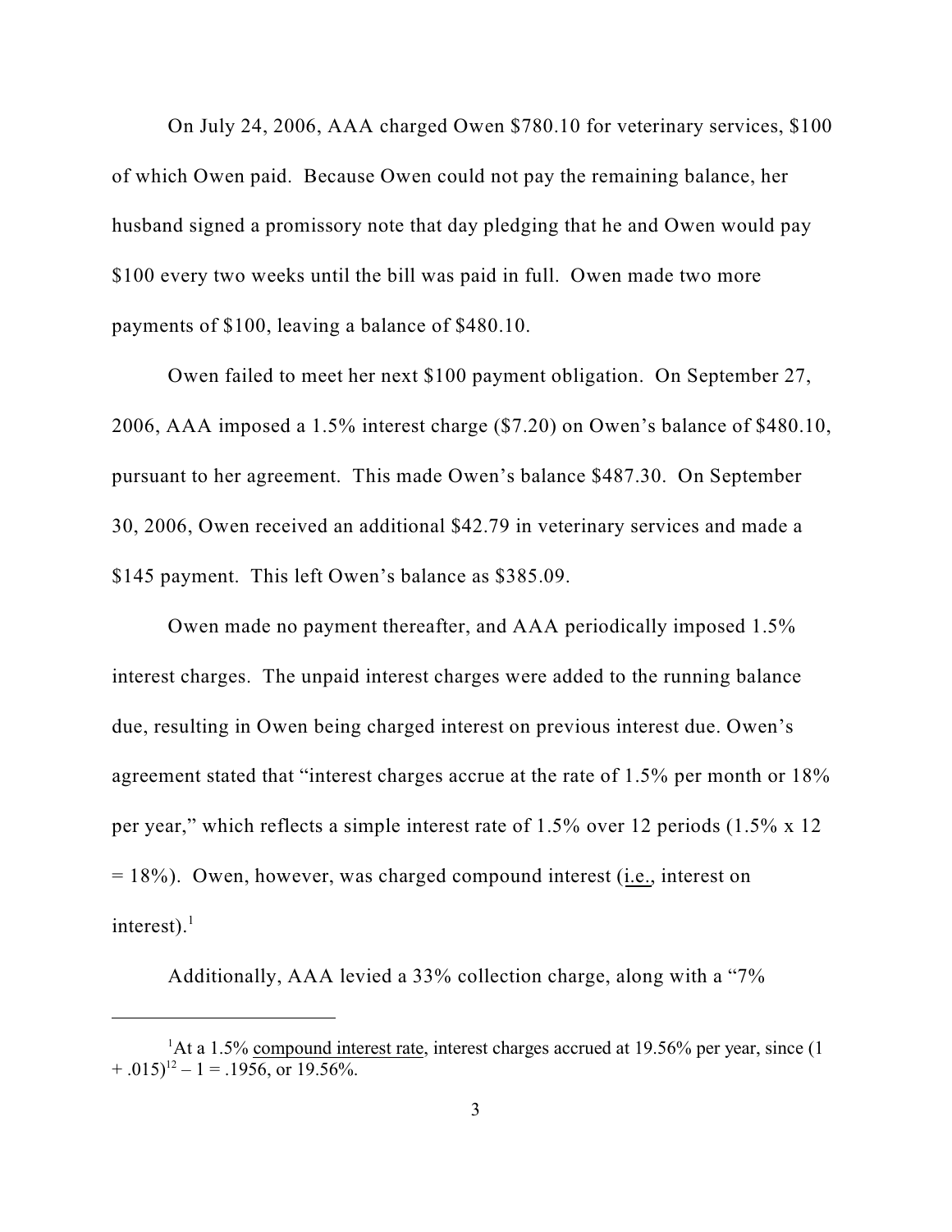On July 24, 2006, AAA charged Owen $780.10 for veterinary services, $100 of which Owen paid. Because Owen could not pay the remaining balance, her husband signed a promissory note that day pledging that he and Owen would pay $100 every two weeks until the bill was paid in full. Owen made two more payments of $100, leaving a balance of $480.10.

Owen failed to meet her next $100 payment obligation. On September 27, 2006, AAA imposed a 1.5% interest charge ($7.20) on Owen's balance of $480.10, pursuant to her agreement. This made Owen's balance $487.30. On September 30, 2006, Owen received an additional $42.79 in veterinary services and made a $145 payment. This left Owen's balance as $385.09.

Owen made no payment thereafter, and AAA periodically imposed 1.5% interest charges. The unpaid interest charges were added to the running balance due, resulting in Owen being charged interest on previous interest due. Owen's agreement stated that "interest charges accrue at the rate of 1.5% per month or 18% per year," which reflects a simple interest rate of 1.5% over 12 periods (1.5% x 12 = 18%). Owen, however, was charged compound interest (i.e., interest on interest).[1]

Additionally, AAA levied a 33% collection charge, along with a "7%

---

[1] At a 1.5% compound interest rate, interest charges accrued at 19.56% per year, since $(1 + .015)^{12} - 1 = .1956$, or 19.56%.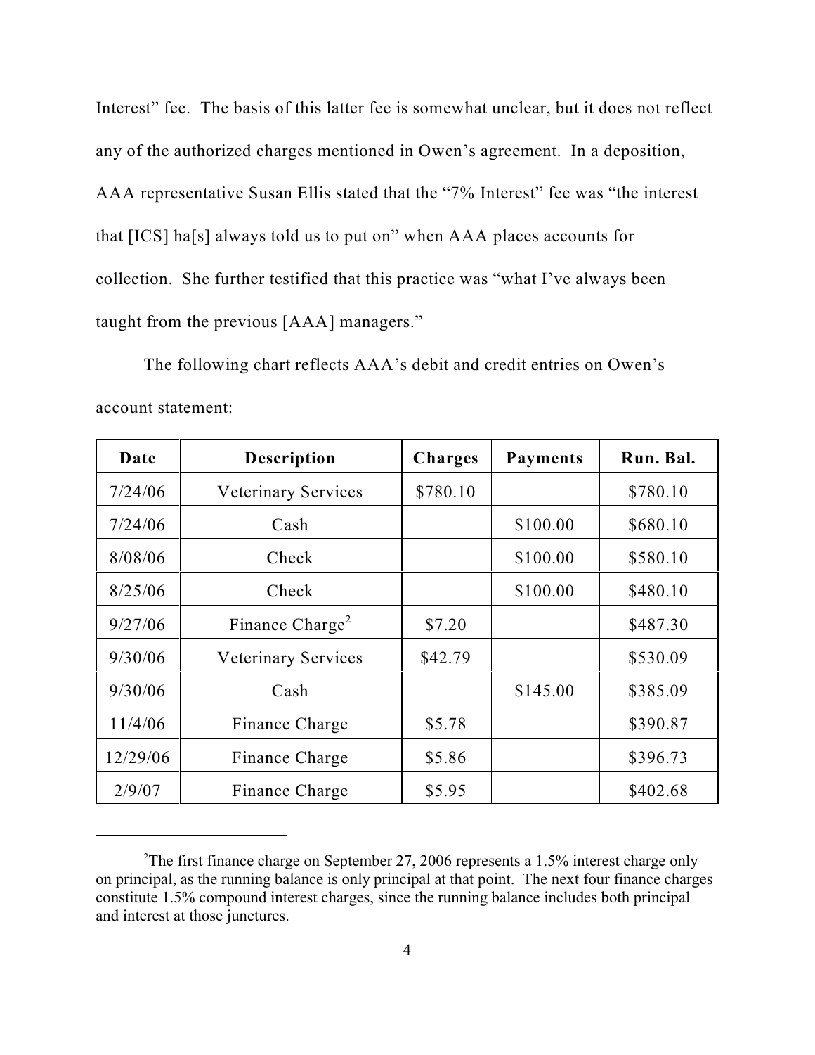Interest" fee. The basis of this latter fee is somewhat unclear, but it does not reflect any of the authorized charges mentioned in Owen's agreement. In a deposition, AAA representative Susan Ellis stated that the "7% Interest" fee was "the interest that [ICS] ha[s] always told us to put on" when AAA places accounts for collection. She further testified that this practice was "what I've always been taught from the previous [AAA] managers."

The following chart reflects AAA's debit and credit entries on Owen's account statement:

| Date | Description | Charges | Payments | Run. Bal. |
|---|---|---|---|---|
| 7/24/06 | Veterinary Services | $780.10 | | $780.10 |
| 7/24/06 | Cash | | $100.00 | $680.10 |
| 8/08/06 | Check | | $100.00 | $580.10 |
| 8/25/06 | Check | | $100.00 | $480.10 |
| 9/27/06 | Finance Charge[2] | $7.20 | | $487.30 |
| 9/30/06 | Veterinary Services | $42.79 | | $530.09 |
| 9/30/06 | Cash | | $145.00 | $385.09 |
| 11/4/06 | Finance Charge | $5.78 | | $390.87 |
| 12/29/06 | Finance Charge | $5.86 | | $396.73 |
| 2/9/07 | Finance Charge | $5.95 | | $402.68 |

[2] The first finance charge on September 27, 2006 represents a 1.5% interest charge only on principal, as the running balance is only principal at that point. The next four finance charges constitute 1.5% compound interest charges, since the running balance includes both principal and interest at those junctures.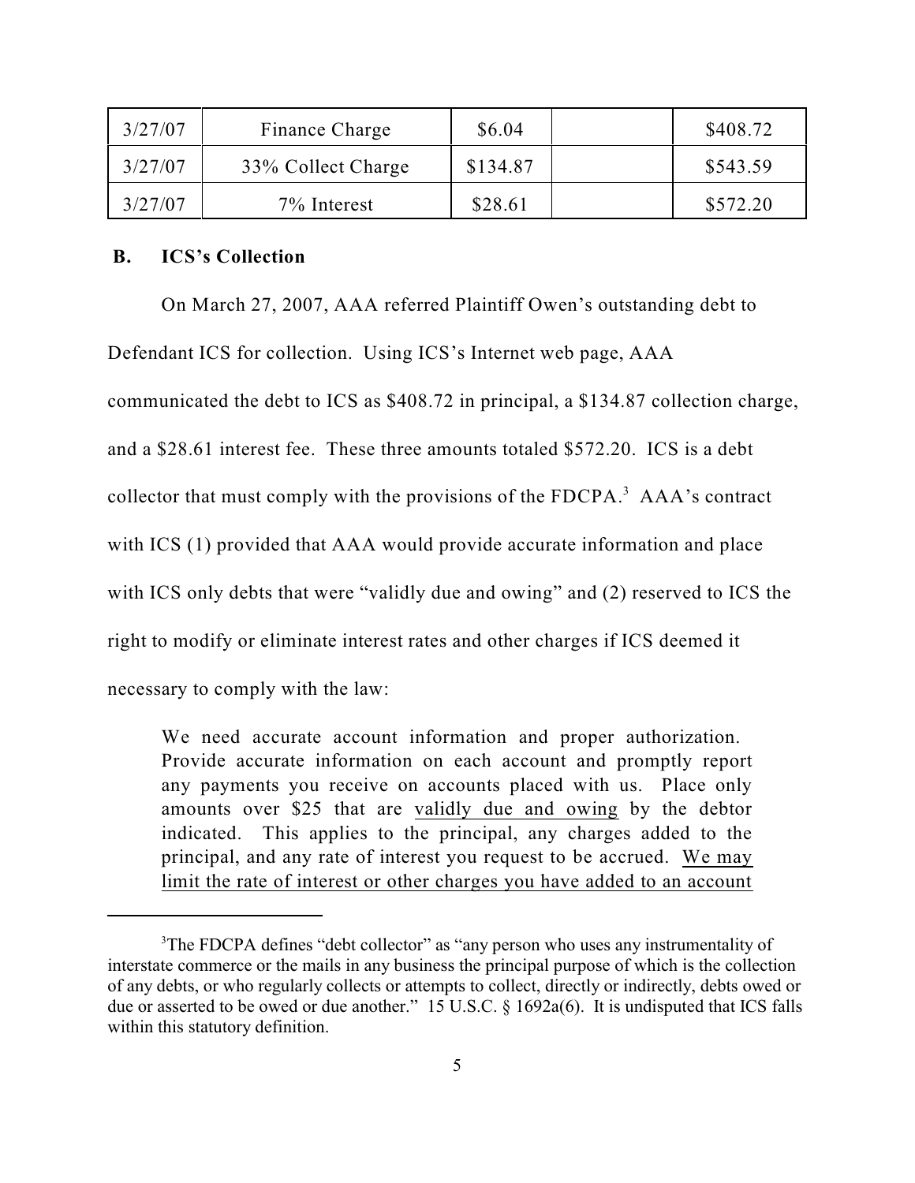| 3/27/07 | Finance Charge | $6.04 | | $408.72 |
|---|---|---|---|---|
| 3/27/07 | 33% Collect Charge | $134.87 | | $543.59 |
| 3/27/07 | 7% Interest | $28.61 | | $572.20 |

**B. ICS's Collection**

On March 27, 2007, AAA referred Plaintiff Owen's outstanding debt to Defendant ICS for collection. Using ICS's Internet web page, AAA communicated the debt to ICS as $408.72 in principal, a $134.87 collection charge, and a $28.61 interest fee. These three amounts totaled $572.20. ICS is a debt collector that must comply with the provisions of the FDCPA.[3] AAA's contract with ICS (1) provided that AAA would provide accurate information and place with ICS only debts that were "validly due and owing" and (2) reserved to ICS the right to modify or eliminate interest rates and other charges if ICS deemed it necessary to comply with the law:

> We need accurate account information and proper authorization. Provide accurate information on each account and promptly report any payments you receive on accounts placed with us. Place only amounts over $25 that are <u>validly due and owing</u> by the debtor indicated. This applies to the principal, any charges added to the principal, and any rate of interest you request to be accrued. <u>We may limit the rate of interest or other charges you have added to an account</u>

[3]The FDCPA defines "debt collector" as "any person who uses any instrumentality of interstate commerce or the mails in any business the principal purpose of which is the collection of any debts, or who regularly collects or attempts to collect, directly or indirectly, debts owed or due or asserted to be owed or due another." 15 U.S.C. § 1692a(6). It is undisputed that ICS falls within this statutory definition.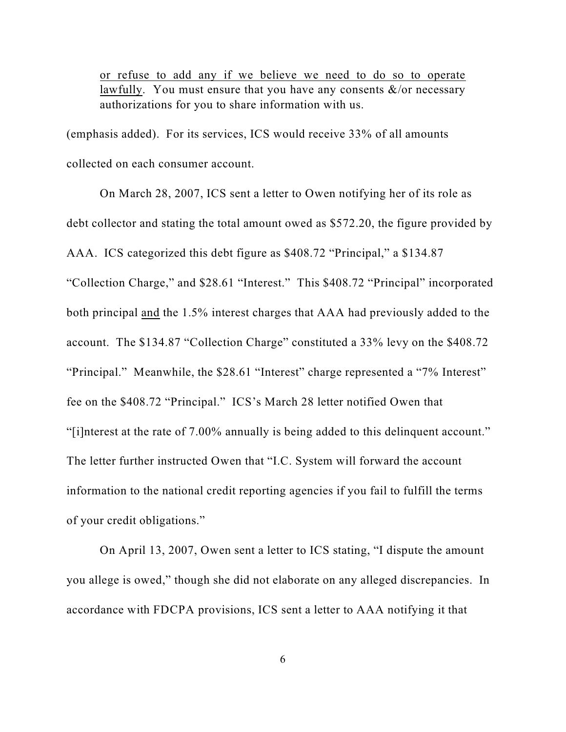> or refuse to add any if we believe we need to do so to operate lawfully. You must ensure that you have any consents &/or necessary authorizations for you to share information with us.

(emphasis added). For its services, ICS would receive 33% of all amounts collected on each consumer account.

On March 28, 2007, ICS sent a letter to Owen notifying her of its role as debt collector and stating the total amount owed as $572.20, the figure provided by AAA. ICS categorized this debt figure as $408.72 "Principal," a $134.87 "Collection Charge," and $28.61 "Interest." This $408.72 "Principal" incorporated both principal and the 1.5% interest charges that AAA had previously added to the account. The $134.87 "Collection Charge" constituted a 33% levy on the $408.72 "Principal." Meanwhile, the $28.61 "Interest" charge represented a "7% Interest" fee on the $408.72 "Principal." ICS's March 28 letter notified Owen that "[i]nterest at the rate of 7.00% annually is being added to this delinquent account." The letter further instructed Owen that "I.C. System will forward the account information to the national credit reporting agencies if you fail to fulfill the terms of your credit obligations."

On April 13, 2007, Owen sent a letter to ICS stating, "I dispute the amount you allege is owed," though she did not elaborate on any alleged discrepancies. In accordance with FDCPA provisions, ICS sent a letter to AAA notifying it that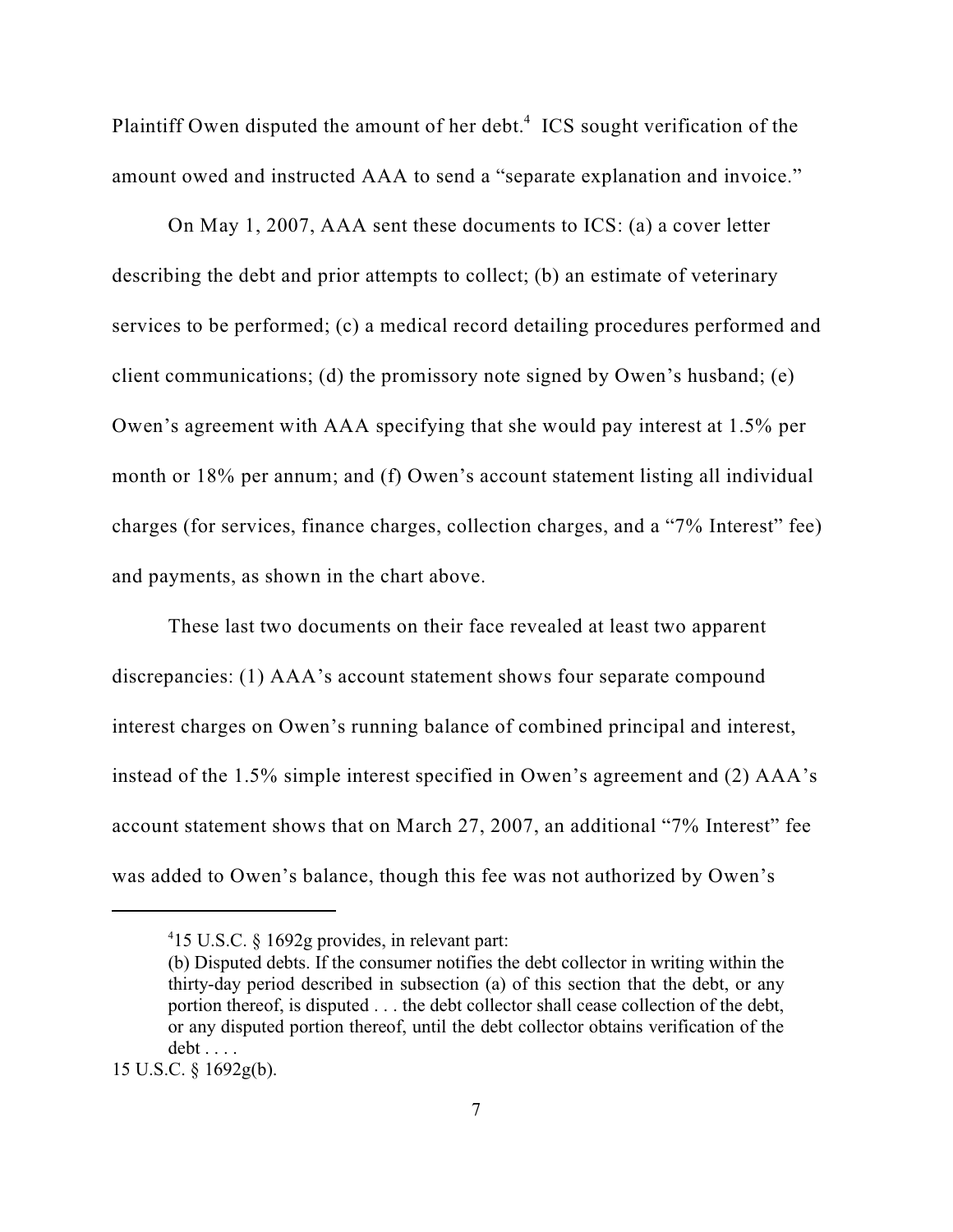Plaintiff Owen disputed the amount of her debt.[4] ICS sought verification of the amount owed and instructed AAA to send a "separate explanation and invoice."

On May 1, 2007, AAA sent these documents to ICS: (a) a cover letter describing the debt and prior attempts to collect; (b) an estimate of veterinary services to be performed; (c) a medical record detailing procedures performed and client communications; (d) the promissory note signed by Owen's husband; (e) Owen's agreement with AAA specifying that she would pay interest at 1.5% per month or 18% per annum; and (f) Owen's account statement listing all individual charges (for services, finance charges, collection charges, and a "7% Interest" fee) and payments, as shown in the chart above.

These last two documents on their face revealed at least two apparent discrepancies: (1) AAA's account statement shows four separate compound interest charges on Owen's running balance of combined principal and interest, instead of the 1.5% simple interest specified in Owen's agreement and (2) AAA's account statement shows that on March 27, 2007, an additional "7% Interest" fee was added to Owen's balance, though this fee was not authorized by Owen's

---

[4] 15 U.S.C. § 1692g provides, in relevant part:

> (b) Disputed debts. If the consumer notifies the debt collector in writing within the thirty-day period described in subsection (a) of this section that the debt, or any portion thereof, is disputed . . . the debt collector shall cease collection of the debt, or any disputed portion thereof, until the debt collector obtains verification of the debt . . . .

15 U.S.C. § 1692g(b).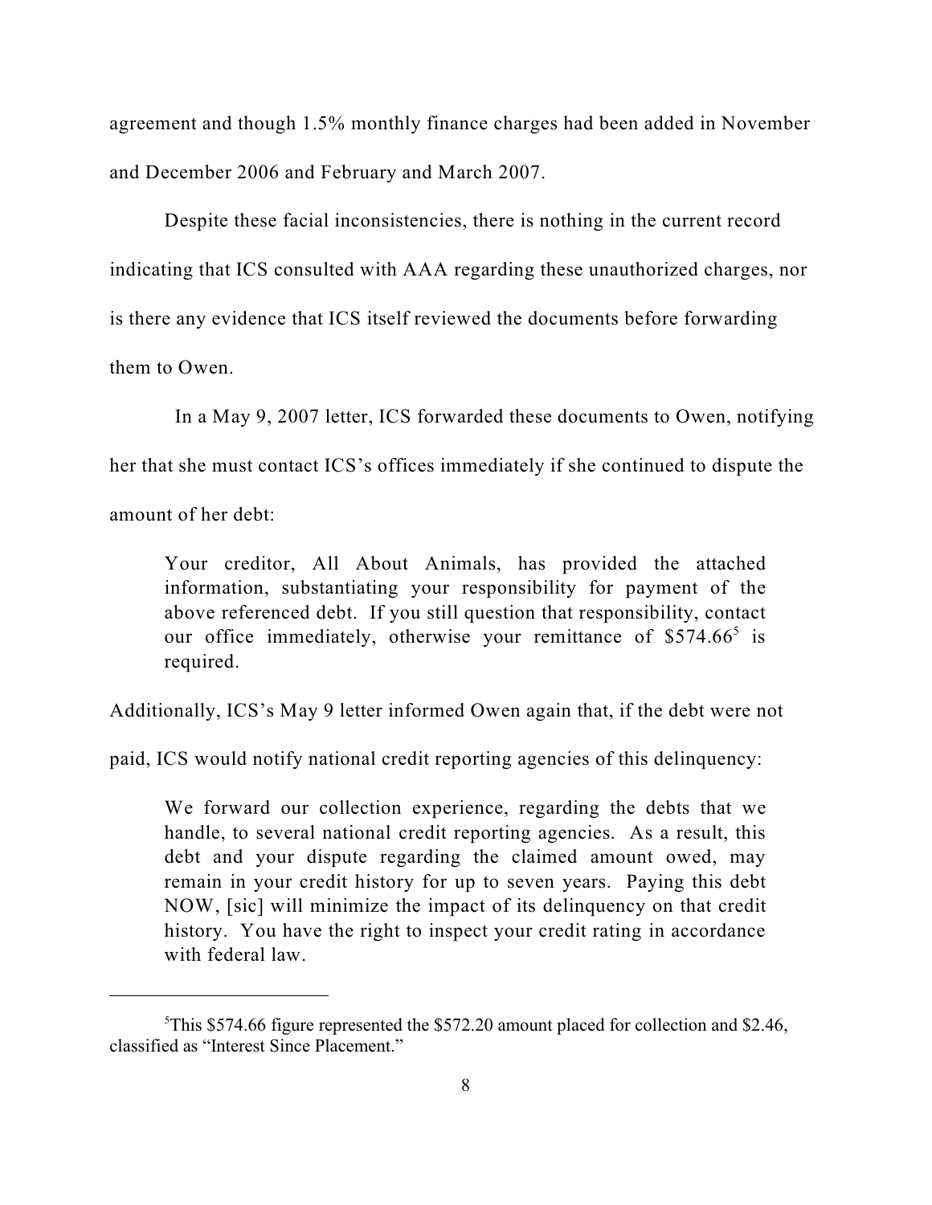agreement and though 1.5% monthly finance charges had been added in November and December 2006 and February and March 2007.

Despite these facial inconsistencies, there is nothing in the current record indicating that ICS consulted with AAA regarding these unauthorized charges, nor is there any evidence that ICS itself reviewed the documents before forwarding them to Owen.

In a May 9, 2007 letter, ICS forwarded these documents to Owen, notifying her that she must contact ICS's offices immediately if she continued to dispute the amount of her debt:

> Your creditor, All About Animals, has provided the attached information, substantiating your responsibility for payment of the above referenced debt. If you still question that responsibility, contact our office immediately, otherwise your remittance of $574.66[5] is required.

Additionally, ICS's May 9 letter informed Owen again that, if the debt were not paid, ICS would notify national credit reporting agencies of this delinquency:

> We forward our collection experience, regarding the debts that we handle, to several national credit reporting agencies. As a result, this debt and your dispute regarding the claimed amount owed, may remain in your credit history for up to seven years. Paying this debt NOW, [sic] will minimize the impact of its delinquency on that credit history. You have the right to inspect your credit rating in accordance with federal law.

---

[5]This $574.66 figure represented the $572.20 amount placed for collection and $2.46, classified as "Interest Since Placement."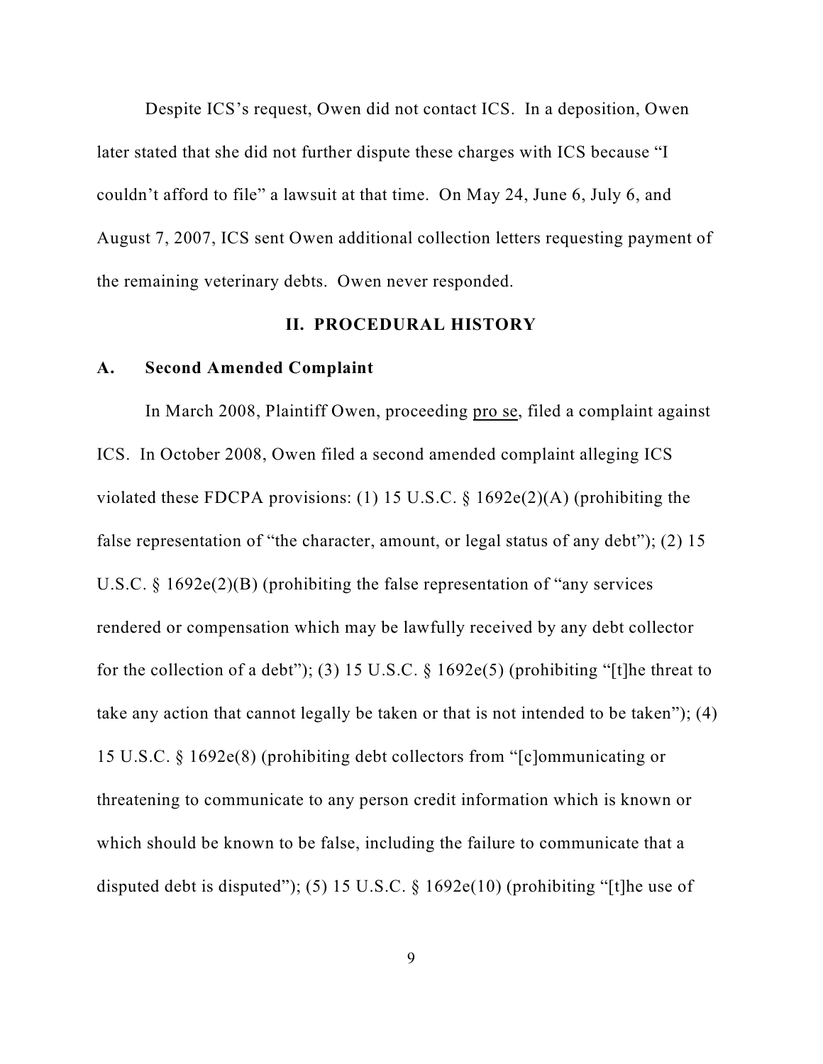Despite ICS's request, Owen did not contact ICS. In a deposition, Owen later stated that she did not further dispute these charges with ICS because "I couldn't afford to file" a lawsuit at that time. On May 24, June 6, July 6, and August 7, 2007, ICS sent Owen additional collection letters requesting payment of the remaining veterinary debts. Owen never responded.

## II. PROCEDURAL HISTORY

### A. Second Amended Complaint

In March 2008, Plaintiff Owen, proceeding pro se, filed a complaint against ICS. In October 2008, Owen filed a second amended complaint alleging ICS violated these FDCPA provisions: (1) 15 U.S.C. § 1692e(2)(A) (prohibiting the false representation of "the character, amount, or legal status of any debt"); (2) 15 U.S.C. § 1692e(2)(B) (prohibiting the false representation of "any services rendered or compensation which may be lawfully received by any debt collector for the collection of a debt"); (3) 15 U.S.C. § 1692e(5) (prohibiting "[t]he threat to take any action that cannot legally be taken or that is not intended to be taken"); (4) 15 U.S.C. § 1692e(8) (prohibiting debt collectors from "[c]ommunicating or threatening to communicate to any person credit information which is known or which should be known to be false, including the failure to communicate that a disputed debt is disputed"); (5) 15 U.S.C. § 1692e(10) (prohibiting "[t]he use of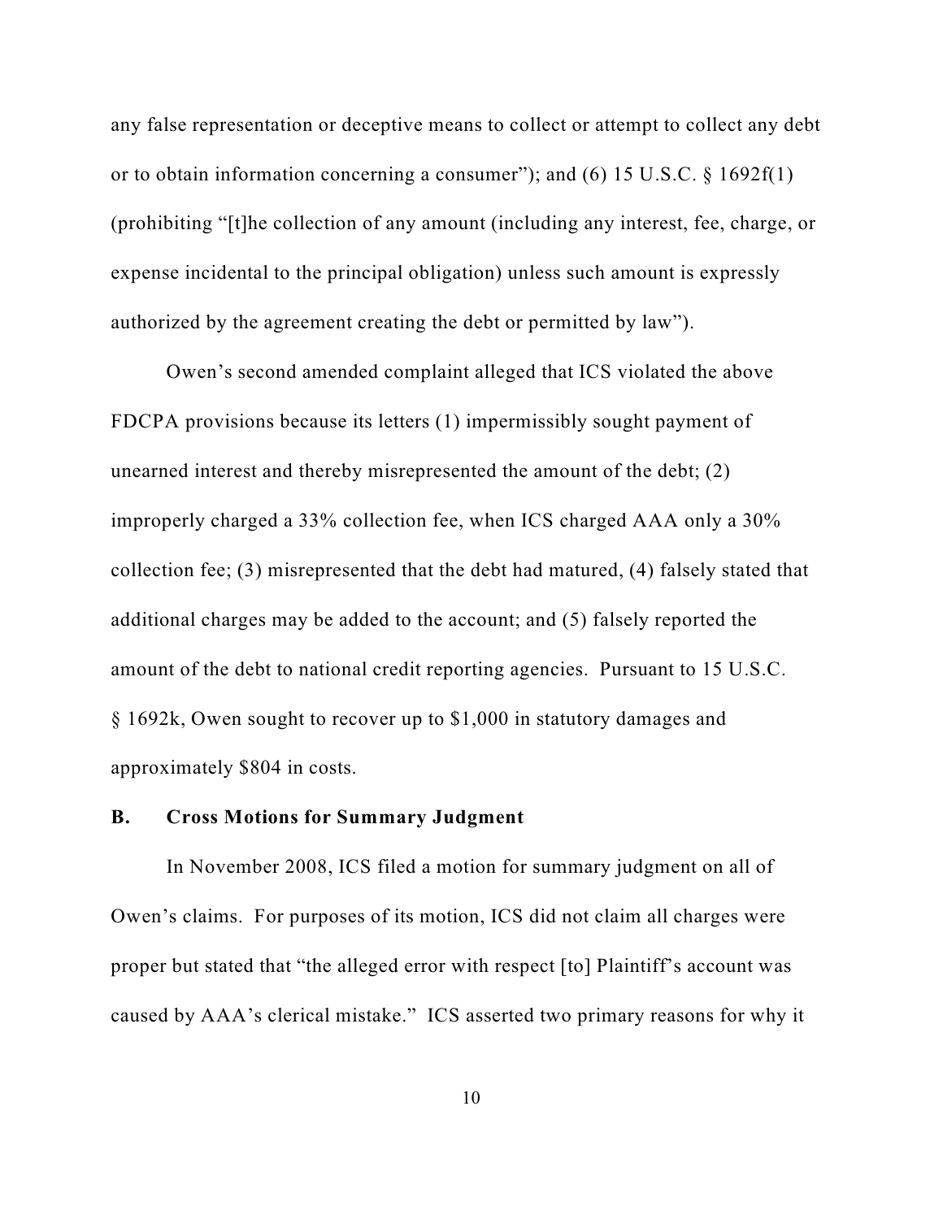any false representation or deceptive means to collect or attempt to collect any debt or to obtain information concerning a consumer"); and (6) 15 U.S.C. § 1692f(1) (prohibiting "[t]he collection of any amount (including any interest, fee, charge, or expense incidental to the principal obligation) unless such amount is expressly authorized by the agreement creating the debt or permitted by law").

Owen's second amended complaint alleged that ICS violated the above FDCPA provisions because its letters (1) impermissibly sought payment of unearned interest and thereby misrepresented the amount of the debt; (2) improperly charged a 33% collection fee, when ICS charged AAA only a 30% collection fee; (3) misrepresented that the debt had matured, (4) falsely stated that additional charges may be added to the account; and (5) falsely reported the amount of the debt to national credit reporting agencies. Pursuant to 15 U.S.C. § 1692k, Owen sought to recover up to $1,000 in statutory damages and approximately $804 in costs.

### B. Cross Motions for Summary Judgment

In November 2008, ICS filed a motion for summary judgment on all of Owen's claims. For purposes of its motion, ICS did not claim all charges were proper but stated that "the alleged error with respect [to] Plaintiff's account was caused by AAA's clerical mistake." ICS asserted two primary reasons for why it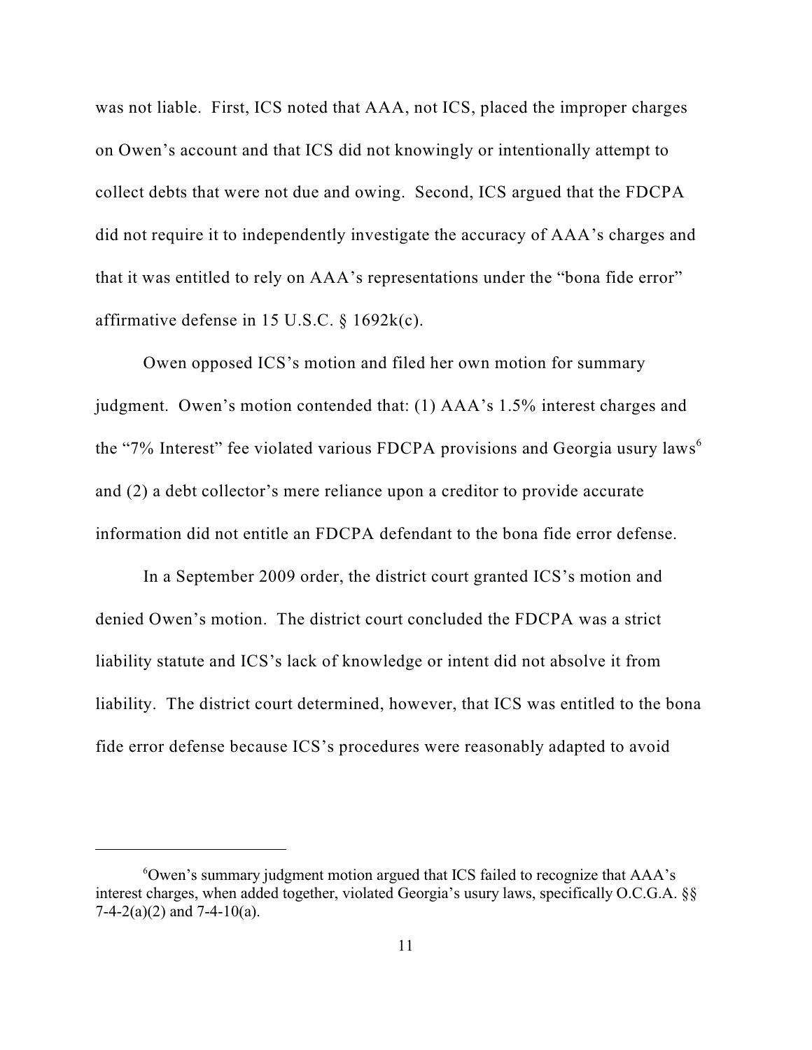was not liable. First, ICS noted that AAA, not ICS, placed the improper charges on Owen's account and that ICS did not knowingly or intentionally attempt to collect debts that were not due and owing. Second, ICS argued that the FDCPA did not require it to independently investigate the accuracy of AAA's charges and that it was entitled to rely on AAA's representations under the "bona fide error" affirmative defense in 15 U.S.C. § 1692k(c).

Owen opposed ICS's motion and filed her own motion for summary judgment. Owen's motion contended that: (1) AAA's 1.5% interest charges and the "7% Interest" fee violated various FDCPA provisions and Georgia usury laws[6] and (2) a debt collector's mere reliance upon a creditor to provide accurate information did not entitle an FDCPA defendant to the bona fide error defense.

In a September 2009 order, the district court granted ICS's motion and denied Owen's motion. The district court concluded the FDCPA was a strict liability statute and ICS's lack of knowledge or intent did not absolve it from liability. The district court determined, however, that ICS was entitled to the bona fide error defense because ICS's procedures were reasonably adapted to avoid

---

[6] Owen's summary judgment motion argued that ICS failed to recognize that AAA's interest charges, when added together, violated Georgia's usury laws, specifically O.C.G.A. §§ 7-4-2(a)(2) and 7-4-10(a).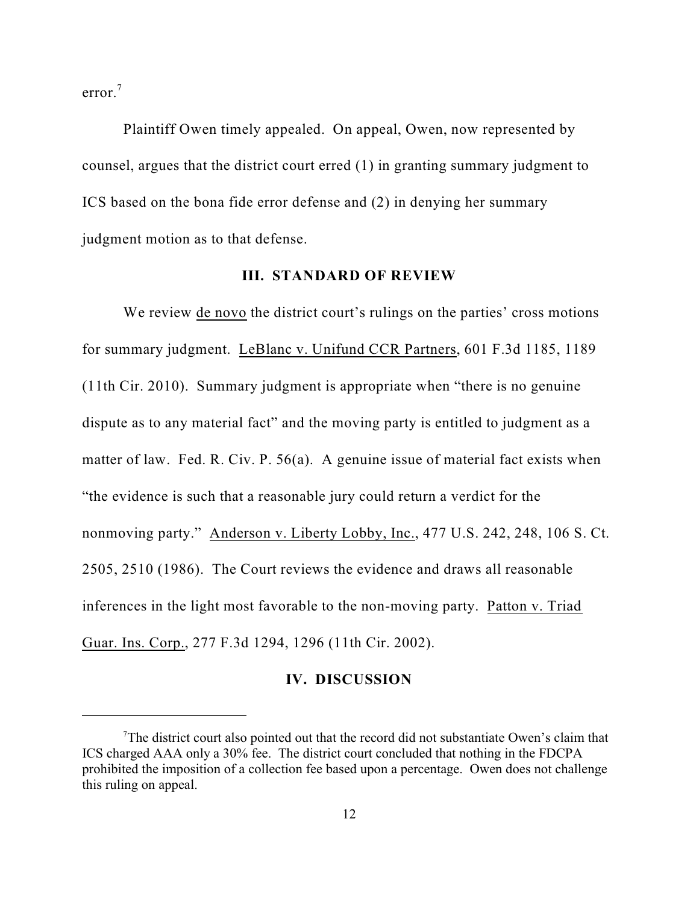error.[7]

Plaintiff Owen timely appealed. On appeal, Owen, now represented by counsel, argues that the district court erred (1) in granting summary judgment to ICS based on the bona fide error defense and (2) in denying her summary judgment motion as to that defense.

## III. STANDARD OF REVIEW

We review de novo the district court's rulings on the parties' cross motions for summary judgment. LeBlanc v. Unifund CCR Partners, 601 F.3d 1185, 1189 (11th Cir. 2010). Summary judgment is appropriate when "there is no genuine dispute as to any material fact" and the moving party is entitled to judgment as a matter of law. Fed. R. Civ. P. 56(a). A genuine issue of material fact exists when "the evidence is such that a reasonable jury could return a verdict for the nonmoving party." Anderson v. Liberty Lobby, Inc., 477 U.S. 242, 248, 106 S. Ct. 2505, 2510 (1986). The Court reviews the evidence and draws all reasonable inferences in the light most favorable to the non-moving party. Patton v. Triad Guar. Ins. Corp., 277 F.3d 1294, 1296 (11th Cir. 2002).

## IV. DISCUSSION

---

[7] The district court also pointed out that the record did not substantiate Owen's claim that ICS charged AAA only a 30% fee. The district court concluded that nothing in the FDCPA prohibited the imposition of a collection fee based upon a percentage. Owen does not challenge this ruling on appeal.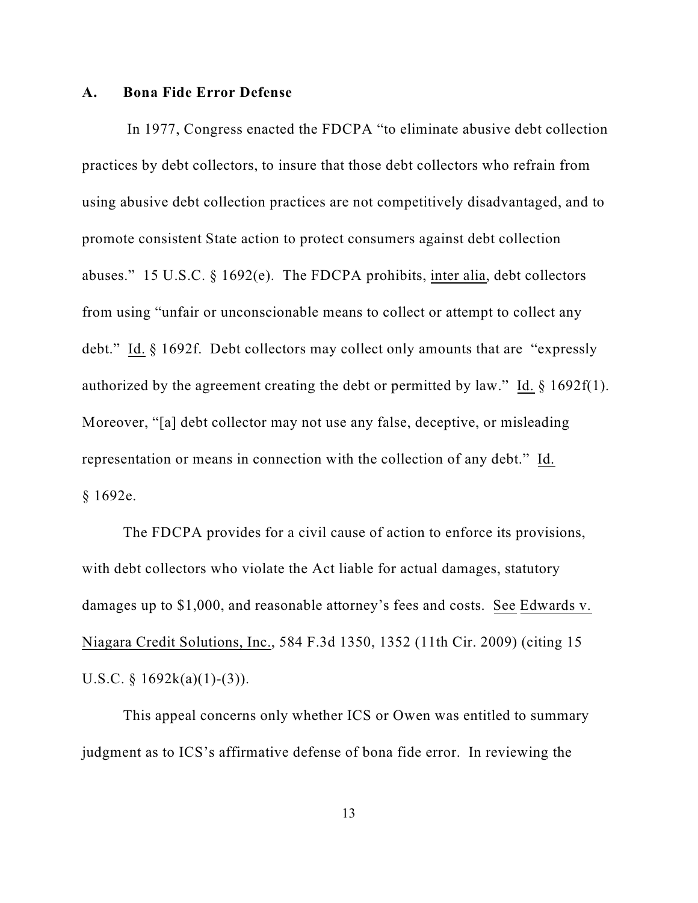### A. Bona Fide Error Defense

In 1977, Congress enacted the FDCPA "to eliminate abusive debt collection practices by debt collectors, to insure that those debt collectors who refrain from using abusive debt collection practices are not competitively disadvantaged, and to promote consistent State action to protect consumers against debt collection abuses." 15 U.S.C. § 1692(e). The FDCPA prohibits, inter alia, debt collectors from using "unfair or unconscionable means to collect or attempt to collect any debt." Id. § 1692f. Debt collectors may collect only amounts that are "expressly authorized by the agreement creating the debt or permitted by law." Id. § 1692f(1). Moreover, "[a] debt collector may not use any false, deceptive, or misleading representation or means in connection with the collection of any debt." Id. § 1692e.

The FDCPA provides for a civil cause of action to enforce its provisions, with debt collectors who violate the Act liable for actual damages, statutory damages up to $1,000, and reasonable attorney's fees and costs. See Edwards v. Niagara Credit Solutions, Inc., 584 F.3d 1350, 1352 (11th Cir. 2009) (citing 15 U.S.C. § 1692k(a)(1)-(3)).

This appeal concerns only whether ICS or Owen was entitled to summary judgment as to ICS's affirmative defense of bona fide error. In reviewing the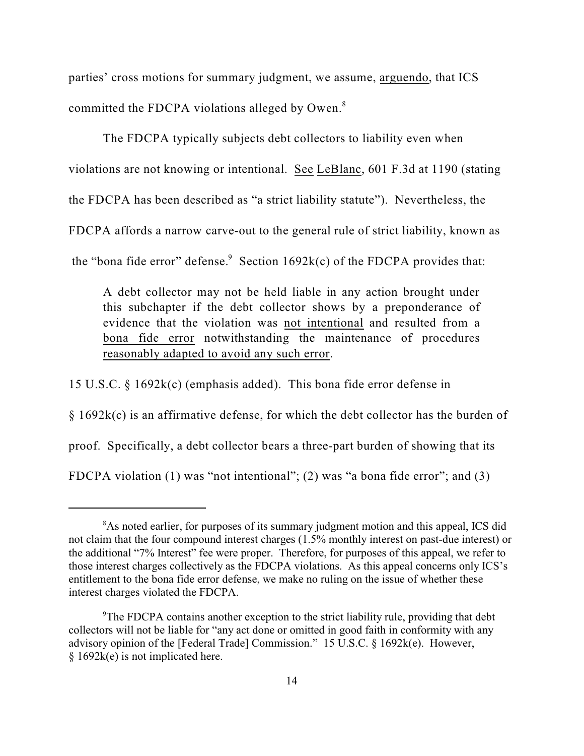parties' cross motions for summary judgment, we assume, arguendo, that ICS committed the FDCPA violations alleged by Owen.[8]

The FDCPA typically subjects debt collectors to liability even when violations are not knowing or intentional. See LeBlanc, 601 F.3d at 1190 (stating the FDCPA has been described as "a strict liability statute"). Nevertheless, the FDCPA affords a narrow carve-out to the general rule of strict liability, known as the "bona fide error" defense.[9] Section 1692k(c) of the FDCPA provides that:

> A debt collector may not be held liable in any action brought under this subchapter if the debt collector shows by a preponderance of evidence that the violation was not intentional and resulted from a bona fide error notwithstanding the maintenance of procedures reasonably adapted to avoid any such error.

15 U.S.C. § 1692k(c) (emphasis added). This bona fide error defense in § 1692k(c) is an affirmative defense, for which the debt collector has the burden of proof. Specifically, a debt collector bears a three-part burden of showing that its FDCPA violation (1) was "not intentional"; (2) was "a bona fide error"; and (3)

---

[8] As noted earlier, for purposes of its summary judgment motion and this appeal, ICS did not claim that the four compound interest charges (1.5% monthly interest on past-due interest) or the additional "7% Interest" fee were proper. Therefore, for purposes of this appeal, we refer to those interest charges collectively as the FDCPA violations. As this appeal concerns only ICS's entitlement to the bona fide error defense, we make no ruling on the issue of whether these interest charges violated the FDCPA.

[9] The FDCPA contains another exception to the strict liability rule, providing that debt collectors will not be liable for "any act done or omitted in good faith in conformity with any advisory opinion of the [Federal Trade] Commission." 15 U.S.C. § 1692k(e). However, § 1692k(e) is not implicated here.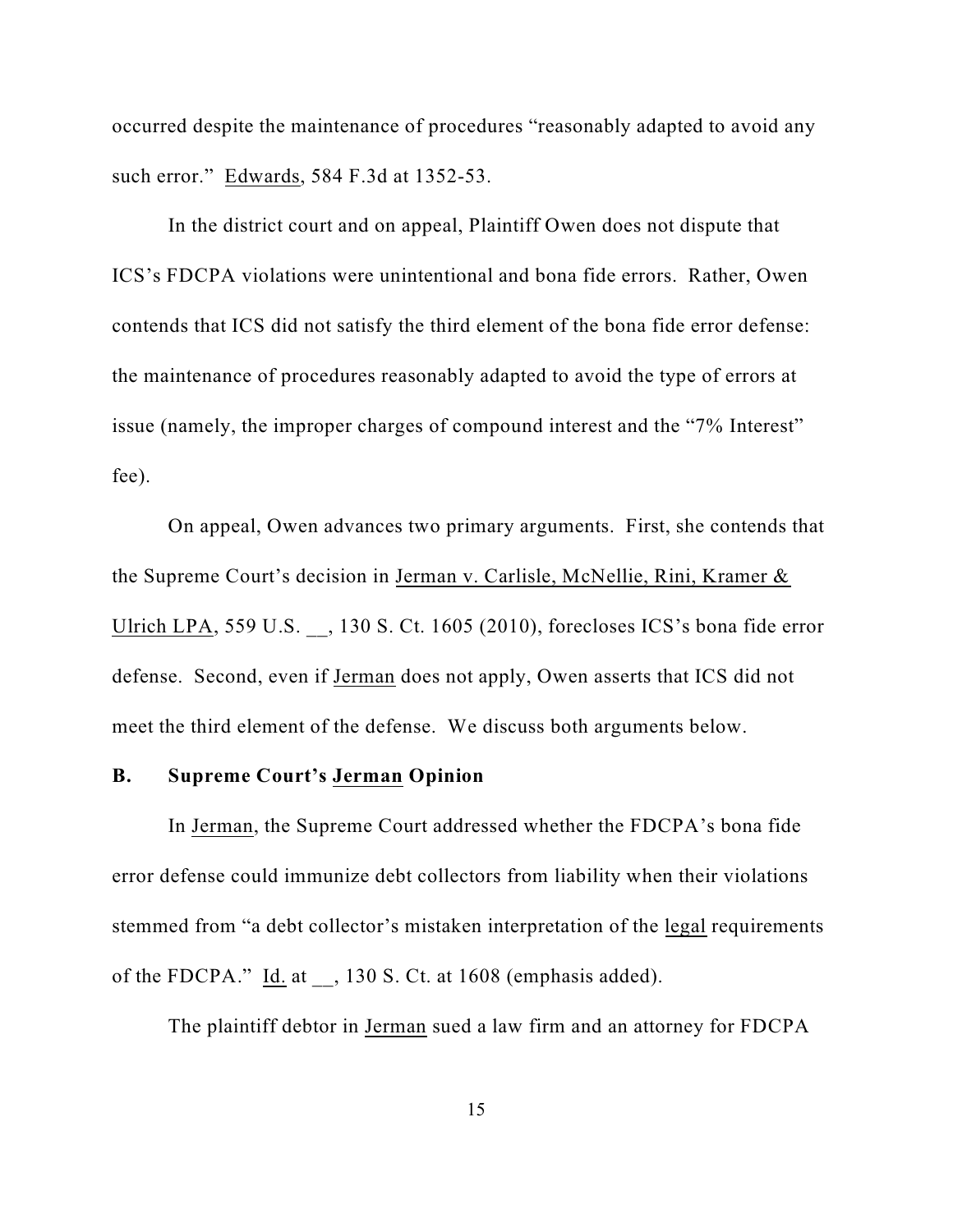occurred despite the maintenance of procedures "reasonably adapted to avoid any such error." Edwards, 584 F.3d at 1352-53.

In the district court and on appeal, Plaintiff Owen does not dispute that ICS's FDCPA violations were unintentional and bona fide errors. Rather, Owen contends that ICS did not satisfy the third element of the bona fide error defense: the maintenance of procedures reasonably adapted to avoid the type of errors at issue (namely, the improper charges of compound interest and the "7% Interest" fee).

On appeal, Owen advances two primary arguments. First, she contends that the Supreme Court's decision in Jerman v. Carlisle, McNellie, Rini, Kramer & Ulrich LPA, 559 U.S. __, 130 S. Ct. 1605 (2010), forecloses ICS's bona fide error defense. Second, even if Jerman does not apply, Owen asserts that ICS did not meet the third element of the defense. We discuss both arguments below.

### B. Supreme Court's Jerman Opinion

In Jerman, the Supreme Court addressed whether the FDCPA's bona fide error defense could immunize debt collectors from liability when their violations stemmed from "a debt collector's mistaken interpretation of the legal requirements of the FDCPA." Id. at __, 130 S. Ct. at 1608 (emphasis added).

The plaintiff debtor in Jerman sued a law firm and an attorney for FDCPA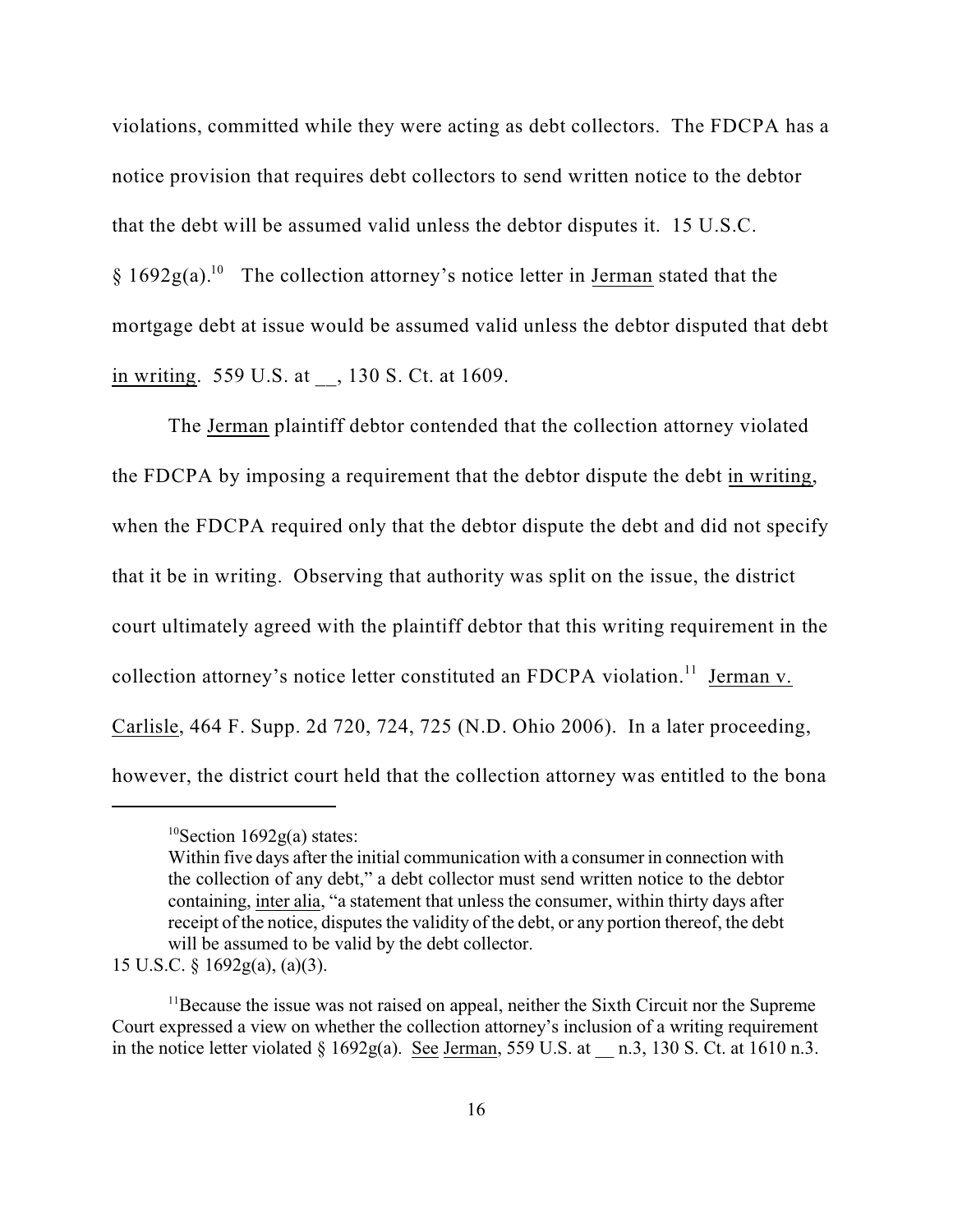violations, committed while they were acting as debt collectors. The FDCPA has a notice provision that requires debt collectors to send written notice to the debtor that the debt will be assumed valid unless the debtor disputes it. 15 U.S.C. § 1692g(a).[10] The collection attorney's notice letter in Jerman stated that the mortgage debt at issue would be assumed valid unless the debtor disputed that debt in writing. 559 U.S. at __, 130 S. Ct. at 1609.

The Jerman plaintiff debtor contended that the collection attorney violated the FDCPA by imposing a requirement that the debtor dispute the debt in writing, when the FDCPA required only that the debtor dispute the debt and did not specify that it be in writing. Observing that authority was split on the issue, the district court ultimately agreed with the plaintiff debtor that this writing requirement in the collection attorney's notice letter constituted an FDCPA violation.[11] Jerman v. Carlisle, 464 F. Supp. 2d 720, 724, 725 (N.D. Ohio 2006). In a later proceeding, however, the district court held that the collection attorney was entitled to the bona

---

[10] Section 1692g(a) states:

> Within five days after the initial communication with a consumer in connection with the collection of any debt," a debt collector must send written notice to the debtor containing, inter alia, "a statement that unless the consumer, within thirty days after receipt of the notice, disputes the validity of the debt, or any portion thereof, the debt will be assumed to be valid by the debt collector.

15 U.S.C. § 1692g(a), (a)(3).

[11] Because the issue was not raised on appeal, neither the Sixth Circuit nor the Supreme Court expressed a view on whether the collection attorney's inclusion of a writing requirement in the notice letter violated § 1692g(a). See Jerman, 559 U.S. at __ n.3, 130 S. Ct. at 1610 n.3.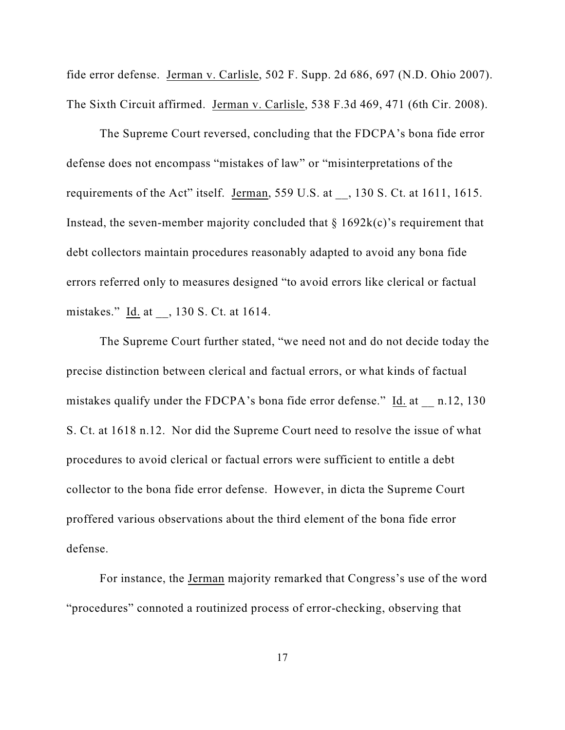fide error defense. Jerman v. Carlisle, 502 F. Supp. 2d 686, 697 (N.D. Ohio 2007). The Sixth Circuit affirmed. Jerman v. Carlisle, 538 F.3d 469, 471 (6th Cir. 2008).

The Supreme Court reversed, concluding that the FDCPA's bona fide error defense does not encompass "mistakes of law" or "misinterpretations of the requirements of the Act" itself. Jerman, 559 U.S. at __, 130 S. Ct. at 1611, 1615. Instead, the seven-member majority concluded that § 1692k(c)'s requirement that debt collectors maintain procedures reasonably adapted to avoid any bona fide errors referred only to measures designed "to avoid errors like clerical or factual mistakes." Id. at __, 130 S. Ct. at 1614.

The Supreme Court further stated, "we need not and do not decide today the precise distinction between clerical and factual errors, or what kinds of factual mistakes qualify under the FDCPA's bona fide error defense." Id. at __ n.12, 130 S. Ct. at 1618 n.12. Nor did the Supreme Court need to resolve the issue of what procedures to avoid clerical or factual errors were sufficient to entitle a debt collector to the bona fide error defense. However, in dicta the Supreme Court proffered various observations about the third element of the bona fide error defense.

For instance, the Jerman majority remarked that Congress's use of the word "procedures" connoted a routinized process of error-checking, observing that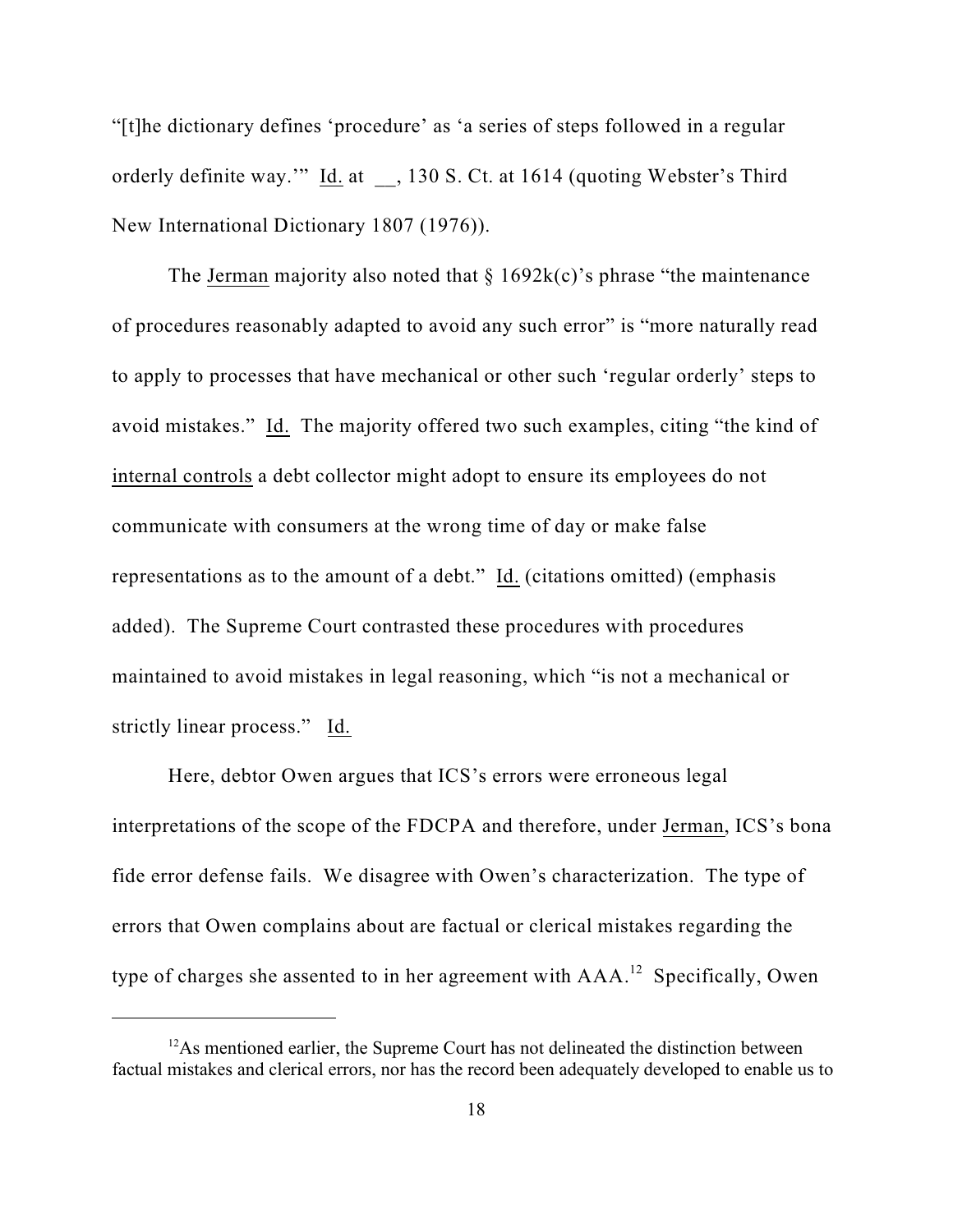"[t]he dictionary defines 'procedure' as 'a series of steps followed in a regular orderly definite way.'" Id. at __, 130 S. Ct. at 1614 (quoting Webster's Third New International Dictionary 1807 (1976)).

The Jerman majority also noted that § 1692k(c)'s phrase "the maintenance of procedures reasonably adapted to avoid any such error" is "more naturally read to apply to processes that have mechanical or other such 'regular orderly' steps to avoid mistakes." Id. The majority offered two such examples, citing "the kind of internal controls a debt collector might adopt to ensure its employees do not communicate with consumers at the wrong time of day or make false representations as to the amount of a debt." Id. (citations omitted) (emphasis added). The Supreme Court contrasted these procedures with procedures maintained to avoid mistakes in legal reasoning, which "is not a mechanical or strictly linear process." Id.

Here, debtor Owen argues that ICS's errors were erroneous legal interpretations of the scope of the FDCPA and therefore, under Jerman, ICS's bona fide error defense fails. We disagree with Owen's characterization. The type of errors that Owen complains about are factual or clerical mistakes regarding the type of charges she assented to in her agreement with AAA.[12] Specifically, Owen

---

[12] As mentioned earlier, the Supreme Court has not delineated the distinction between factual mistakes and clerical errors, nor has the record been adequately developed to enable us to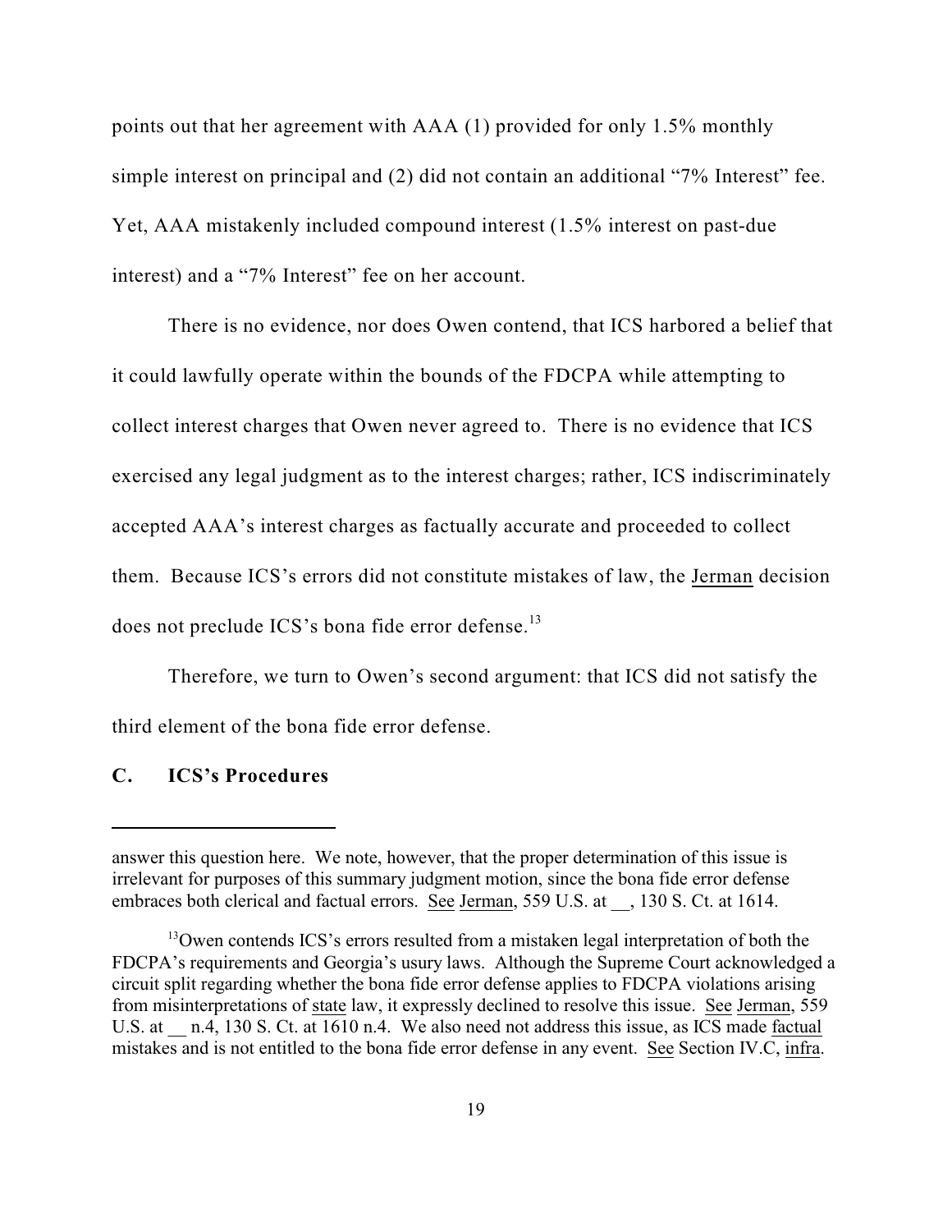points out that her agreement with AAA (1) provided for only 1.5% monthly simple interest on principal and (2) did not contain an additional "7% Interest" fee. Yet, AAA mistakenly included compound interest (1.5% interest on past-due interest) and a "7% Interest" fee on her account.

There is no evidence, nor does Owen contend, that ICS harbored a belief that it could lawfully operate within the bounds of the FDCPA while attempting to collect interest charges that Owen never agreed to. There is no evidence that ICS exercised any legal judgment as to the interest charges; rather, ICS indiscriminately accepted AAA's interest charges as factually accurate and proceeded to collect them. Because ICS's errors did not constitute mistakes of law, the Jerman decision does not preclude ICS's bona fide error defense.[13]

Therefore, we turn to Owen's second argument: that ICS did not satisfy the third element of the bona fide error defense.

### C. ICS's Procedures

---

answer this question here. We note, however, that the proper determination of this issue is irrelevant for purposes of this summary judgment motion, since the bona fide error defense embraces both clerical and factual errors. See Jerman, 559 U.S. at __, 130 S. Ct. at 1614.

[13]Owen contends ICS's errors resulted from a mistaken legal interpretation of both the FDCPA's requirements and Georgia's usury laws. Although the Supreme Court acknowledged a circuit split regarding whether the bona fide error defense applies to FDCPA violations arising from misinterpretations of state law, it expressly declined to resolve this issue. See Jerman, 559 U.S. at __ n.4, 130 S. Ct. at 1610 n.4. We also need not address this issue, as ICS made factual mistakes and is not entitled to the bona fide error defense in any event. See Section IV.C, infra.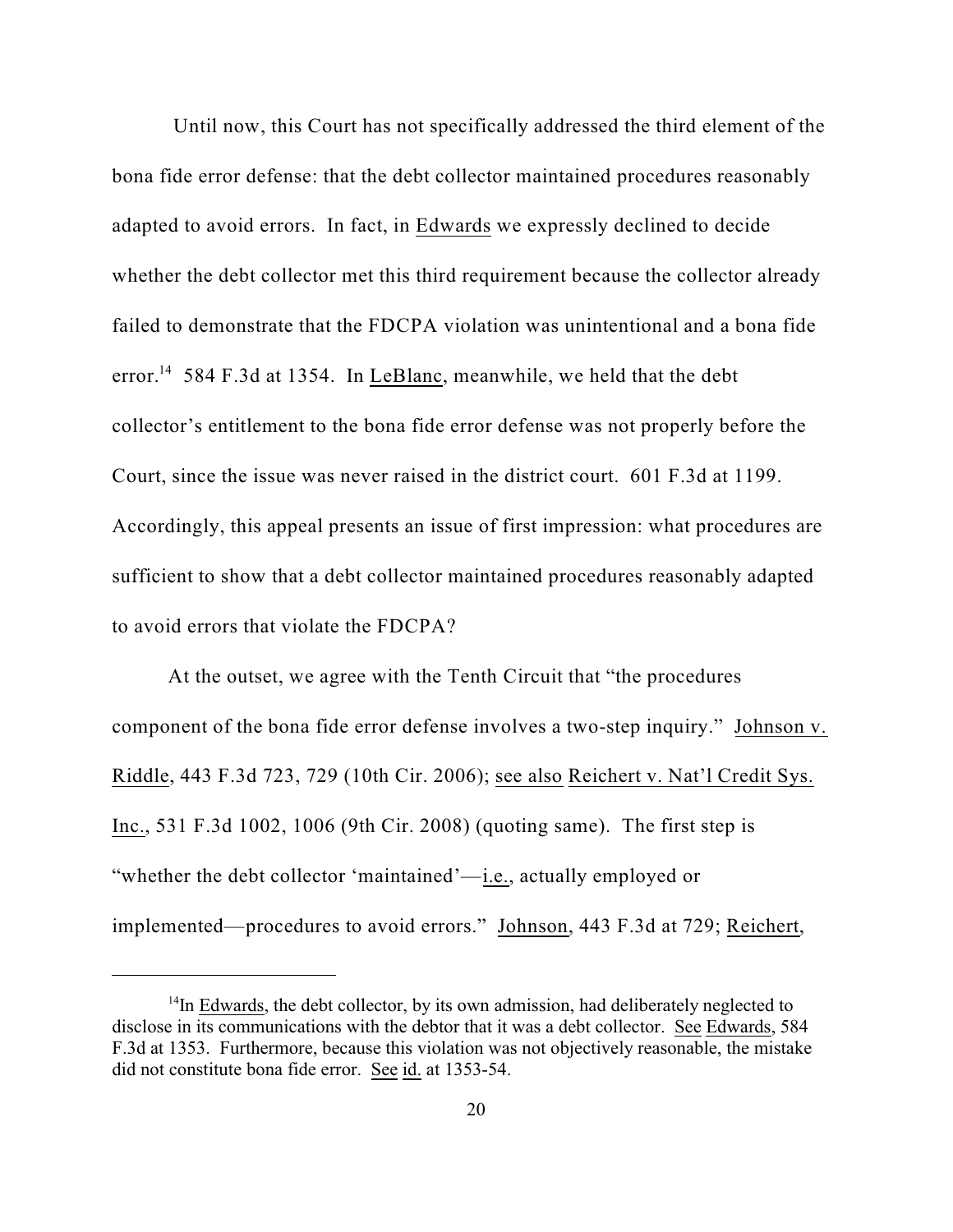Until now, this Court has not specifically addressed the third element of the bona fide error defense: that the debt collector maintained procedures reasonably adapted to avoid errors. In fact, in Edwards we expressly declined to decide whether the debt collector met this third requirement because the collector already failed to demonstrate that the FDCPA violation was unintentional and a bona fide error.[14] 584 F.3d at 1354. In LeBlanc, meanwhile, we held that the debt collector's entitlement to the bona fide error defense was not properly before the Court, since the issue was never raised in the district court. 601 F.3d at 1199. Accordingly, this appeal presents an issue of first impression: what procedures are sufficient to show that a debt collector maintained procedures reasonably adapted to avoid errors that violate the FDCPA?

At the outset, we agree with the Tenth Circuit that "the procedures component of the bona fide error defense involves a two-step inquiry." Johnson v. Riddle, 443 F.3d 723, 729 (10th Cir. 2006); see also Reichert v. Nat'l Credit Sys. Inc., 531 F.3d 1002, 1006 (9th Cir. 2008) (quoting same). The first step is "whether the debt collector 'maintained'—i.e., actually employed or implemented—procedures to avoid errors." Johnson, 443 F.3d at 729; Reichert,

[14] In Edwards, the debt collector, by its own admission, had deliberately neglected to disclose in its communications with the debtor that it was a debt collector. See Edwards, 584 F.3d at 1353. Furthermore, because this violation was not objectively reasonable, the mistake did not constitute bona fide error. See id. at 1353-54.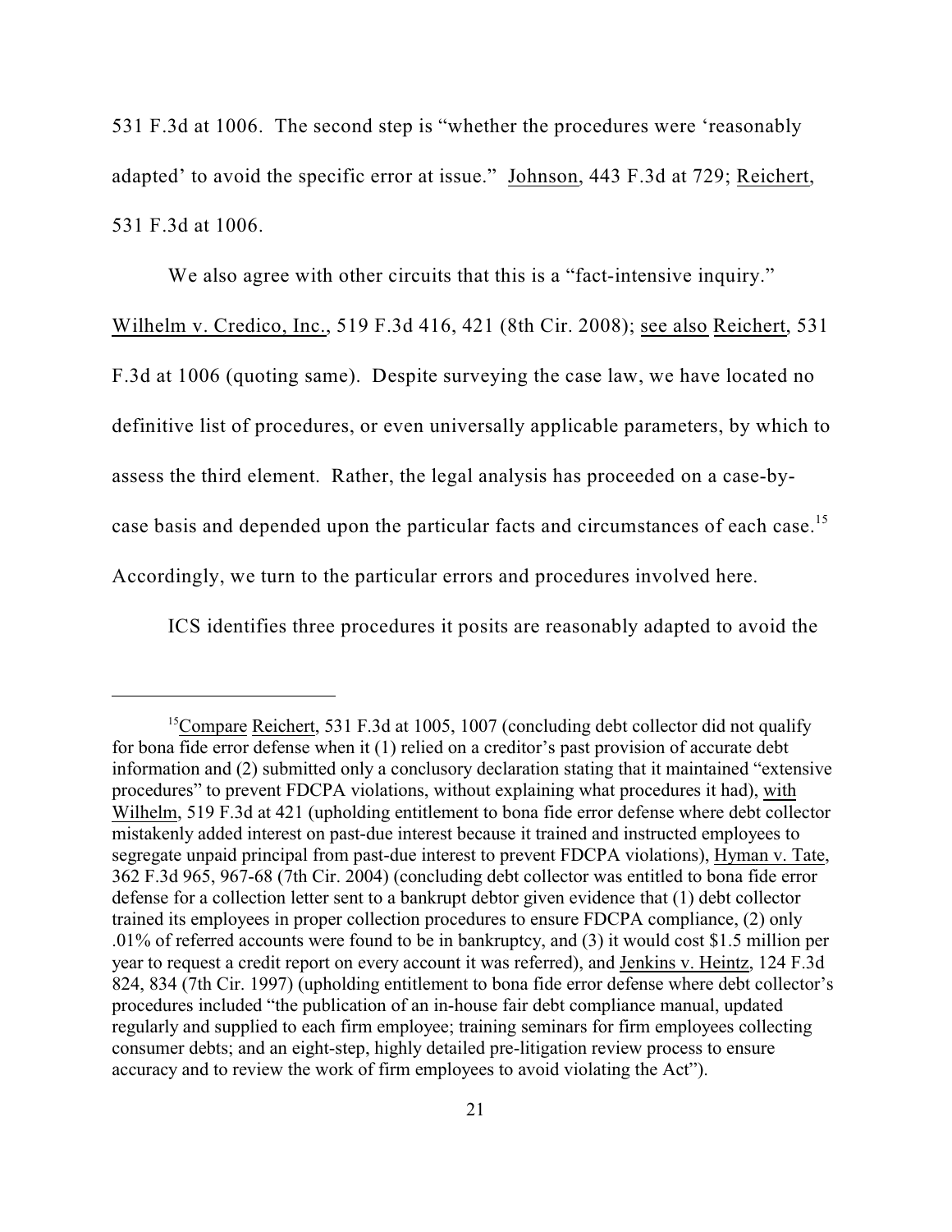531 F.3d at 1006. The second step is "whether the procedures were 'reasonably adapted' to avoid the specific error at issue." Johnson, 443 F.3d at 729; Reichert, 531 F.3d at 1006.

We also agree with other circuits that this is a "fact-intensive inquiry." Wilhelm v. Credico, Inc., 519 F.3d 416, 421 (8th Cir. 2008); see also Reichert, 531 F.3d at 1006 (quoting same). Despite surveying the case law, we have located no definitive list of procedures, or even universally applicable parameters, by which to assess the third element. Rather, the legal analysis has proceeded on a case-by-case basis and depended upon the particular facts and circumstances of each case.[15] Accordingly, we turn to the particular errors and procedures involved here.

ICS identifies three procedures it posits are reasonably adapted to avoid the

---

[15] Compare Reichert, 531 F.3d at 1005, 1007 (concluding debt collector did not qualify for bona fide error defense when it (1) relied on a creditor's past provision of accurate debt information and (2) submitted only a conclusory declaration stating that it maintained "extensive procedures" to prevent FDCPA violations, without explaining what procedures it had), with Wilhelm, 519 F.3d at 421 (upholding entitlement to bona fide error defense where debt collector mistakenly added interest on past-due interest because it trained and instructed employees to segregate unpaid principal from past-due interest to prevent FDCPA violations), Hyman v. Tate, 362 F.3d 965, 967-68 (7th Cir. 2004) (concluding debt collector was entitled to bona fide error defense for a collection letter sent to a bankrupt debtor given evidence that (1) debt collector trained its employees in proper collection procedures to ensure FDCPA compliance, (2) only .01% of referred accounts were found to be in bankruptcy, and (3) it would cost $1.5 million per year to request a credit report on every account it was referred), and Jenkins v. Heintz, 124 F.3d 824, 834 (7th Cir. 1997) (upholding entitlement to bona fide error defense where debt collector's procedures included "the publication of an in-house fair debt compliance manual, updated regularly and supplied to each firm employee; training seminars for firm employees collecting consumer debts; and an eight-step, highly detailed pre-litigation review process to ensure accuracy and to review the work of firm employees to avoid violating the Act").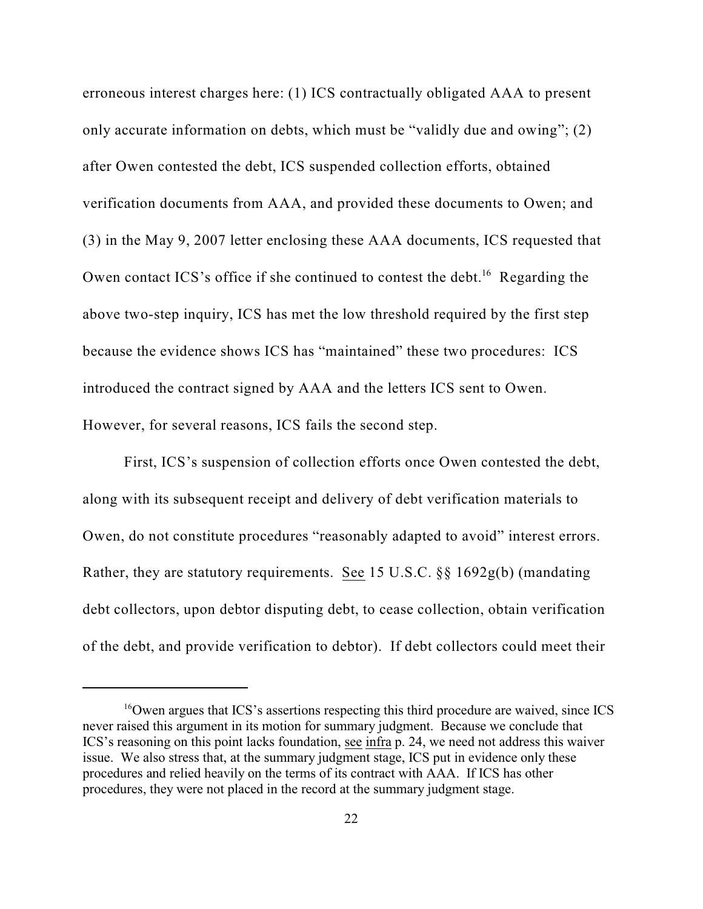erroneous interest charges here: (1) ICS contractually obligated AAA to present only accurate information on debts, which must be "validly due and owing"; (2) after Owen contested the debt, ICS suspended collection efforts, obtained verification documents from AAA, and provided these documents to Owen; and (3) in the May 9, 2007 letter enclosing these AAA documents, ICS requested that Owen contact ICS's office if she continued to contest the debt.[16] Regarding the above two-step inquiry, ICS has met the low threshold required by the first step because the evidence shows ICS has "maintained" these two procedures: ICS introduced the contract signed by AAA and the letters ICS sent to Owen. However, for several reasons, ICS fails the second step.

First, ICS's suspension of collection efforts once Owen contested the debt, along with its subsequent receipt and delivery of debt verification materials to Owen, do not constitute procedures "reasonably adapted to avoid" interest errors. Rather, they are statutory requirements. See 15 U.S.C. §§ 1692g(b) (mandating debt collectors, upon debtor disputing debt, to cease collection, obtain verification of the debt, and provide verification to debtor). If debt collectors could meet their

[16] Owen argues that ICS's assertions respecting this third procedure are waived, since ICS never raised this argument in its motion for summary judgment. Because we conclude that ICS's reasoning on this point lacks foundation, see infra p. 24, we need not address this waiver issue. We also stress that, at the summary judgment stage, ICS put in evidence only these procedures and relied heavily on the terms of its contract with AAA. If ICS has other procedures, they were not placed in the record at the summary judgment stage.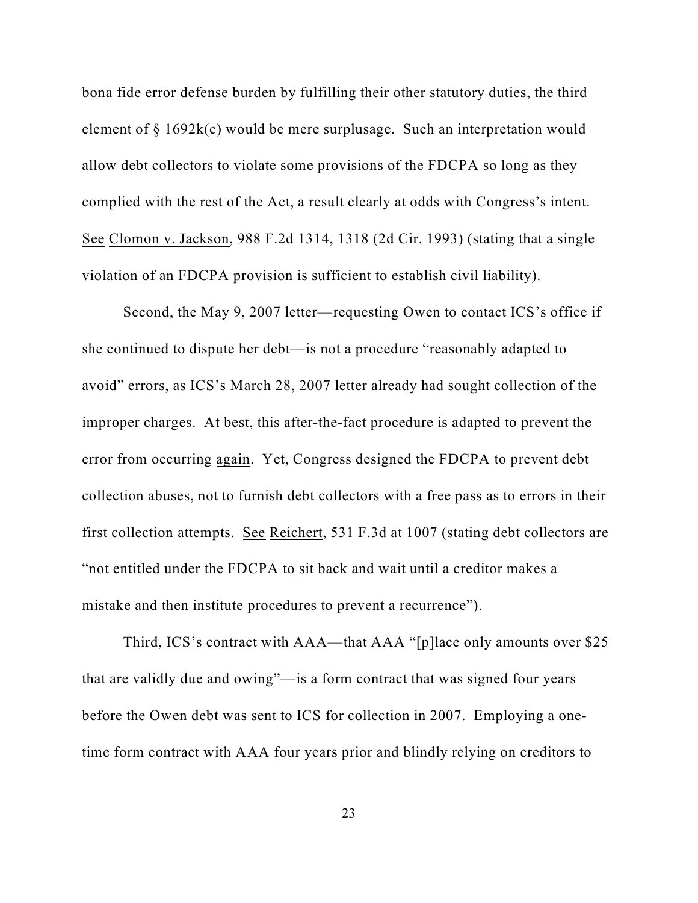bona fide error defense burden by fulfilling their other statutory duties, the third element of § 1692k(c) would be mere surplusage. Such an interpretation would allow debt collectors to violate some provisions of the FDCPA so long as they complied with the rest of the Act, a result clearly at odds with Congress's intent. See Clomon v. Jackson, 988 F.2d 1314, 1318 (2d Cir. 1993) (stating that a single violation of an FDCPA provision is sufficient to establish civil liability).

Second, the May 9, 2007 letter—requesting Owen to contact ICS's office if she continued to dispute her debt—is not a procedure "reasonably adapted to avoid" errors, as ICS's March 28, 2007 letter already had sought collection of the improper charges. At best, this after-the-fact procedure is adapted to prevent the error from occurring again. Yet, Congress designed the FDCPA to prevent debt collection abuses, not to furnish debt collectors with a free pass as to errors in their first collection attempts. See Reichert, 531 F.3d at 1007 (stating debt collectors are "not entitled under the FDCPA to sit back and wait until a creditor makes a mistake and then institute procedures to prevent a recurrence").

Third, ICS's contract with AAA—that AAA "[p]lace only amounts over $25 that are validly due and owing"—is a form contract that was signed four years before the Owen debt was sent to ICS for collection in 2007. Employing a one-time form contract with AAA four years prior and blindly relying on creditors to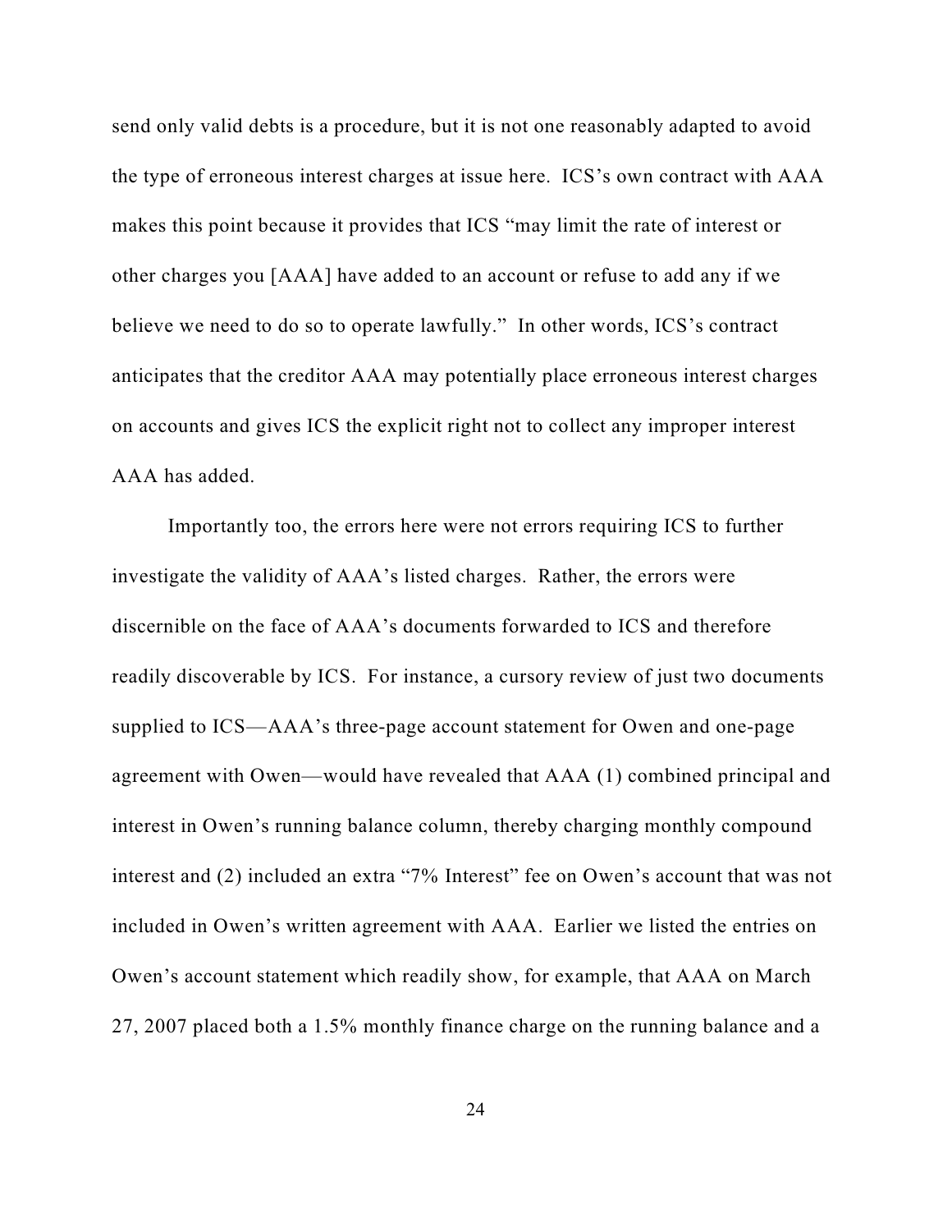send only valid debts is a procedure, but it is not one reasonably adapted to avoid the type of erroneous interest charges at issue here. ICS's own contract with AAA makes this point because it provides that ICS "may limit the rate of interest or other charges you [AAA] have added to an account or refuse to add any if we believe we need to do so to operate lawfully." In other words, ICS's contract anticipates that the creditor AAA may potentially place erroneous interest charges on accounts and gives ICS the explicit right not to collect any improper interest AAA has added.

Importantly too, the errors here were not errors requiring ICS to further investigate the validity of AAA's listed charges. Rather, the errors were discernible on the face of AAA's documents forwarded to ICS and therefore readily discoverable by ICS. For instance, a cursory review of just two documents supplied to ICS—AAA's three-page account statement for Owen and one-page agreement with Owen—would have revealed that AAA (1) combined principal and interest in Owen's running balance column, thereby charging monthly compound interest and (2) included an extra "7% Interest" fee on Owen's account that was not included in Owen's written agreement with AAA. Earlier we listed the entries on Owen's account statement which readily show, for example, that AAA on March 27, 2007 placed both a 1.5% monthly finance charge on the running balance and a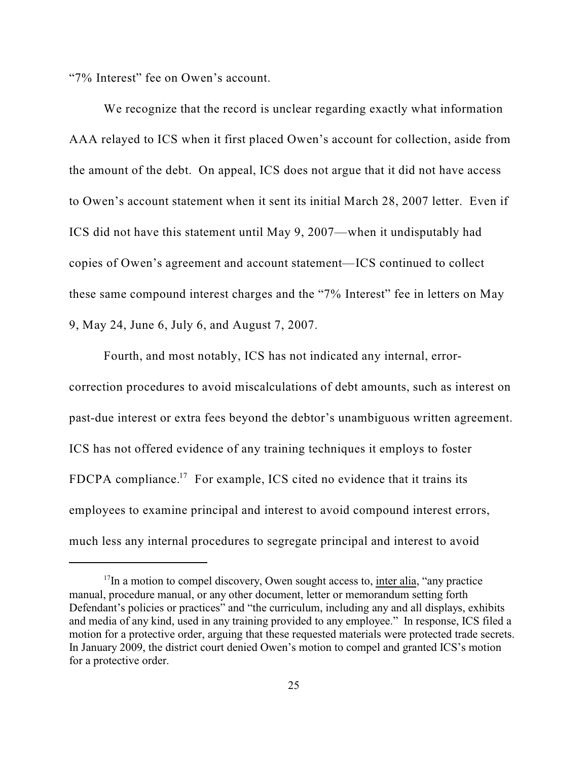"7% Interest" fee on Owen's account.

We recognize that the record is unclear regarding exactly what information AAA relayed to ICS when it first placed Owen's account for collection, aside from the amount of the debt. On appeal, ICS does not argue that it did not have access to Owen's account statement when it sent its initial March 28, 2007 letter. Even if ICS did not have this statement until May 9, 2007—when it undisputably had copies of Owen's agreement and account statement—ICS continued to collect these same compound interest charges and the "7% Interest" fee in letters on May 9, May 24, June 6, July 6, and August 7, 2007.

Fourth, and most notably, ICS has not indicated any internal, error-correction procedures to avoid miscalculations of debt amounts, such as interest on past-due interest or extra fees beyond the debtor's unambiguous written agreement. ICS has not offered evidence of any training techniques it employs to foster FDCPA compliance.[17] For example, ICS cited no evidence that it trains its employees to examine principal and interest to avoid compound interest errors, much less any internal procedures to segregate principal and interest to avoid

---

[17] In a motion to compel discovery, Owen sought access to, inter alia, "any practice manual, procedure manual, or any other document, letter or memorandum setting forth Defendant's policies or practices" and "the curriculum, including any and all displays, exhibits and media of any kind, used in any training provided to any employee." In response, ICS filed a motion for a protective order, arguing that these requested materials were protected trade secrets. In January 2009, the district court denied Owen's motion to compel and granted ICS's motion for a protective order.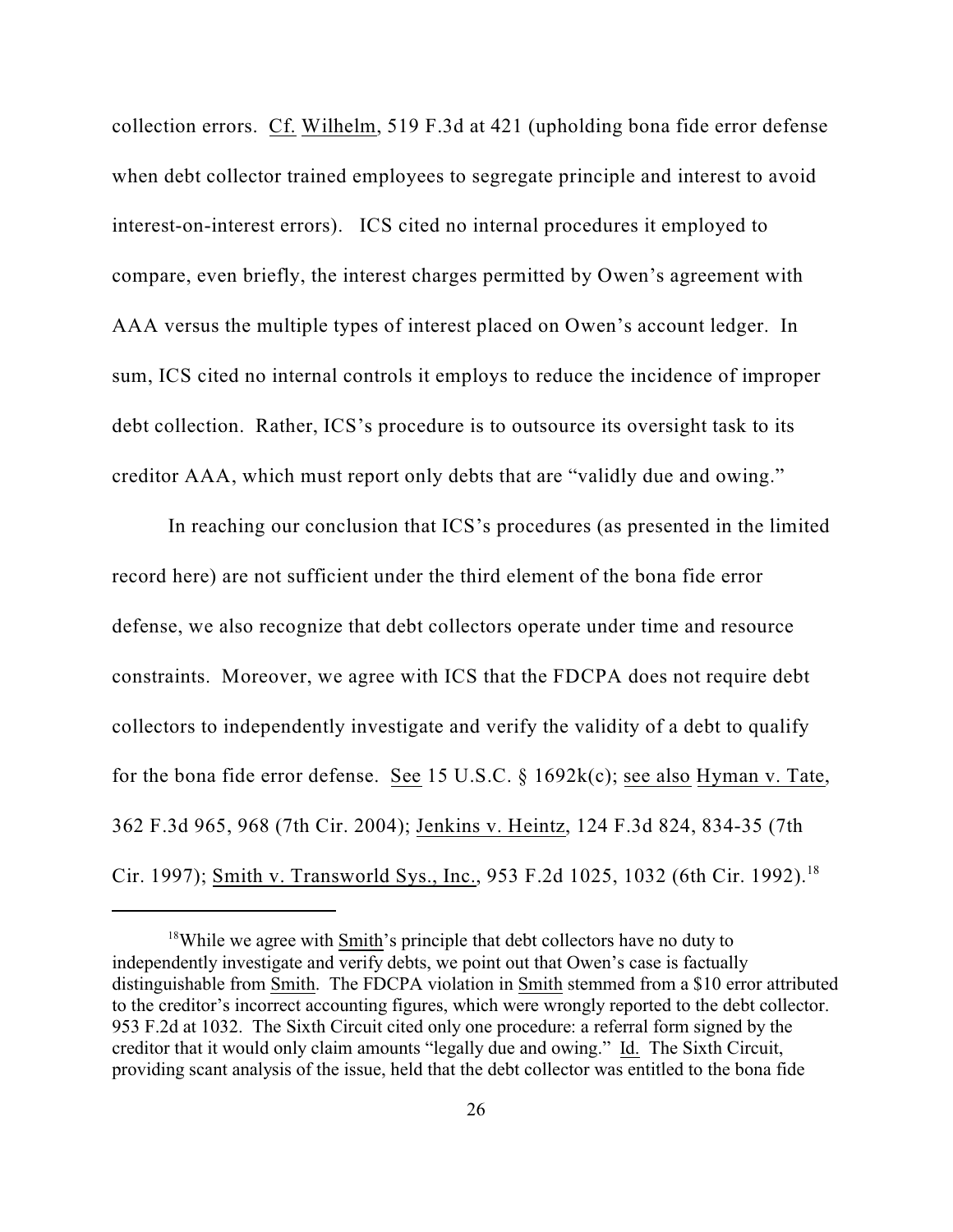collection errors. Cf. Wilhelm, 519 F.3d at 421 (upholding bona fide error defense when debt collector trained employees to segregate principle and interest to avoid interest-on-interest errors). ICS cited no internal procedures it employed to compare, even briefly, the interest charges permitted by Owen's agreement with AAA versus the multiple types of interest placed on Owen's account ledger. In sum, ICS cited no internal controls it employs to reduce the incidence of improper debt collection. Rather, ICS's procedure is to outsource its oversight task to its creditor AAA, which must report only debts that are "validly due and owing."

In reaching our conclusion that ICS's procedures (as presented in the limited record here) are not sufficient under the third element of the bona fide error defense, we also recognize that debt collectors operate under time and resource constraints. Moreover, we agree with ICS that the FDCPA does not require debt collectors to independently investigate and verify the validity of a debt to qualify for the bona fide error defense. See 15 U.S.C. § 1692k(c); see also Hyman v. Tate, 362 F.3d 965, 968 (7th Cir. 2004); Jenkins v. Heintz, 124 F.3d 824, 834-35 (7th Cir. 1997); Smith v. Transworld Sys., Inc., 953 F.2d 1025, 1032 (6th Cir. 1992).[18]

[18]While we agree with Smith's principle that debt collectors have no duty to independently investigate and verify debts, we point out that Owen's case is factually distinguishable from Smith. The FDCPA violation in Smith stemmed from a $10 error attributed to the creditor's incorrect accounting figures, which were wrongly reported to the debt collector. 953 F.2d at 1032. The Sixth Circuit cited only one procedure: a referral form signed by the creditor that it would only claim amounts "legally due and owing." Id. The Sixth Circuit, providing scant analysis of the issue, held that the debt collector was entitled to the bona fide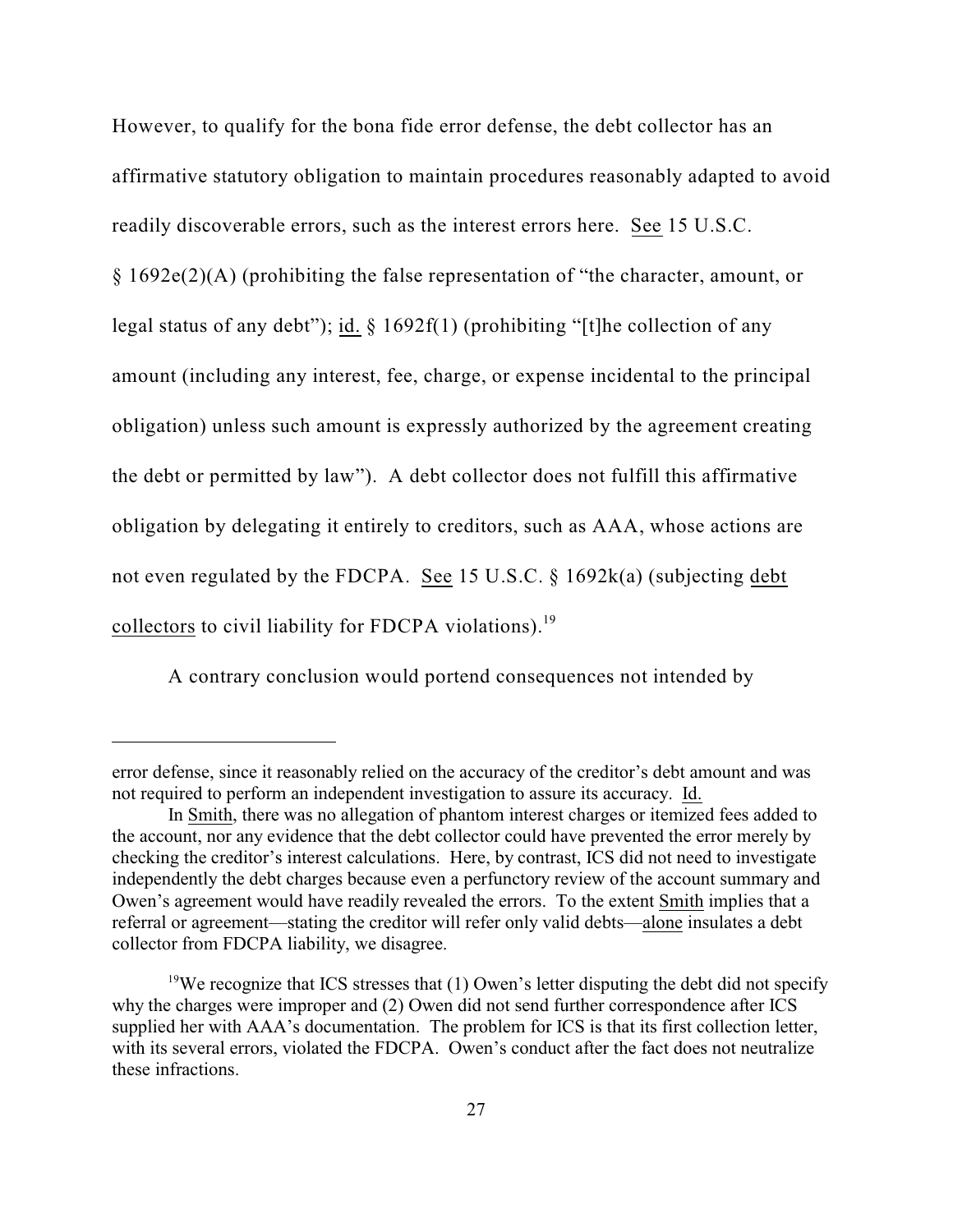However, to qualify for the bona fide error defense, the debt collector has an affirmative statutory obligation to maintain procedures reasonably adapted to avoid readily discoverable errors, such as the interest errors here. See 15 U.S.C. § 1692e(2)(A) (prohibiting the false representation of "the character, amount, or legal status of any debt"); id. § 1692f(1) (prohibiting "[t]he collection of any amount (including any interest, fee, charge, or expense incidental to the principal obligation) unless such amount is expressly authorized by the agreement creating the debt or permitted by law"). A debt collector does not fulfill this affirmative obligation by delegating it entirely to creditors, such as AAA, whose actions are not even regulated by the FDCPA. See 15 U.S.C. § 1692k(a) (subjecting debt collectors to civil liability for FDCPA violations).[19]

A contrary conclusion would portend consequences not intended by

---

error defense, since it reasonably relied on the accuracy of the creditor's debt amount and was not required to perform an independent investigation to assure its accuracy. Id.

In Smith, there was no allegation of phantom interest charges or itemized fees added to the account, nor any evidence that the debt collector could have prevented the error merely by checking the creditor's interest calculations. Here, by contrast, ICS did not need to investigate independently the debt charges because even a perfunctory review of the account summary and Owen's agreement would have readily revealed the errors. To the extent Smith implies that a referral or agreement—stating the creditor will refer only valid debts—alone insulates a debt collector from FDCPA liability, we disagree.

[19] We recognize that ICS stresses that (1) Owen's letter disputing the debt did not specify why the charges were improper and (2) Owen did not send further correspondence after ICS supplied her with AAA's documentation. The problem for ICS is that its first collection letter, with its several errors, violated the FDCPA. Owen's conduct after the fact does not neutralize these infractions.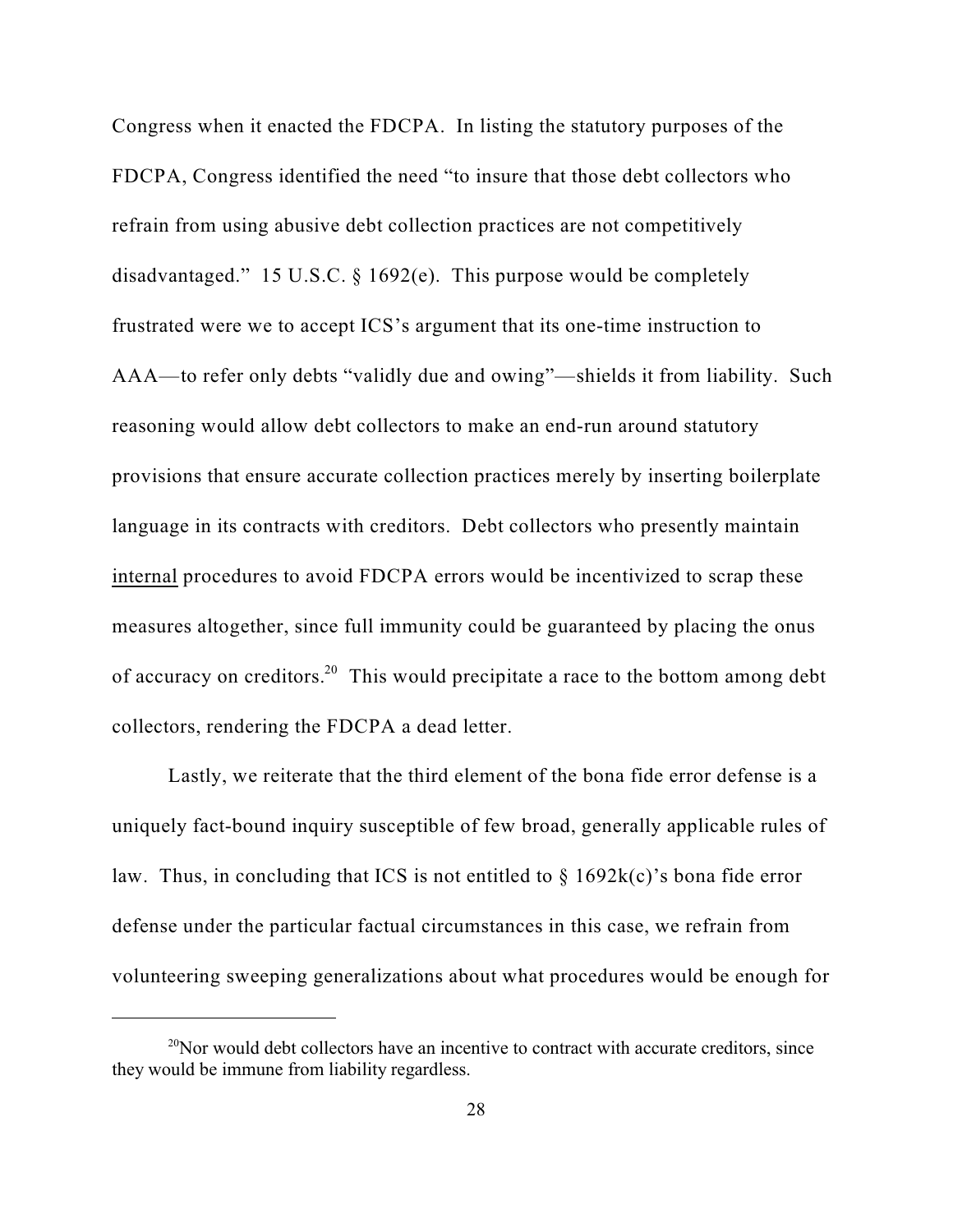Congress when it enacted the FDCPA. In listing the statutory purposes of the FDCPA, Congress identified the need "to insure that those debt collectors who refrain from using abusive debt collection practices are not competitively disadvantaged." 15 U.S.C. § 1692(e). This purpose would be completely frustrated were we to accept ICS's argument that its one-time instruction to AAA—to refer only debts "validly due and owing"—shields it from liability. Such reasoning would allow debt collectors to make an end-run around statutory provisions that ensure accurate collection practices merely by inserting boilerplate language in its contracts with creditors. Debt collectors who presently maintain <u>internal</u> procedures to avoid FDCPA errors would be incentivized to scrap these measures altogether, since full immunity could be guaranteed by placing the onus of accuracy on creditors.[20] This would precipitate a race to the bottom among debt collectors, rendering the FDCPA a dead letter.

Lastly, we reiterate that the third element of the bona fide error defense is a uniquely fact-bound inquiry susceptible of few broad, generally applicable rules of law. Thus, in concluding that ICS is not entitled to § 1692k(c)'s bona fide error defense under the particular factual circumstances in this case, we refrain from volunteering sweeping generalizations about what procedures would be enough for

---

[20] Nor would debt collectors have an incentive to contract with accurate creditors, since they would be immune from liability regardless.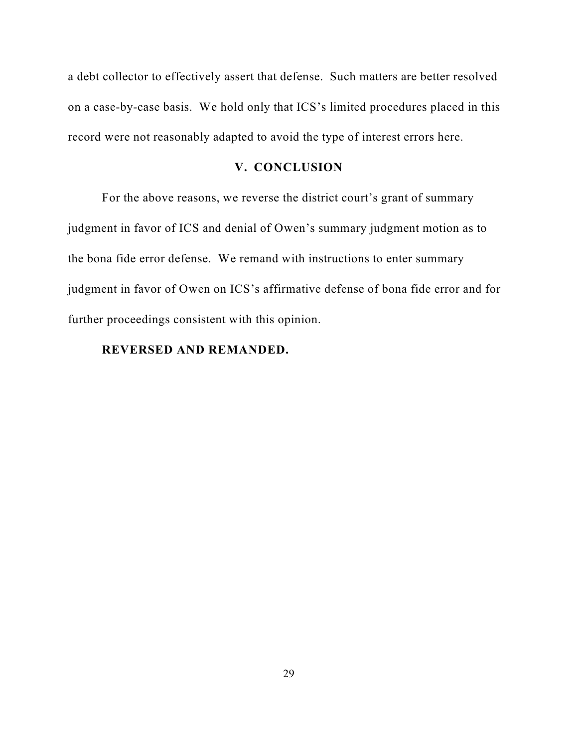a debt collector to effectively assert that defense. Such matters are better resolved on a case-by-case basis. We hold only that ICS's limited procedures placed in this record were not reasonably adapted to avoid the type of interest errors here.

## V. CONCLUSION

For the above reasons, we reverse the district court's grant of summary judgment in favor of ICS and denial of Owen's summary judgment motion as to the bona fide error defense. We remand with instructions to enter summary judgment in favor of Owen on ICS's affirmative defense of bona fide error and for further proceedings consistent with this opinion.

**REVERSED AND REMANDED.**